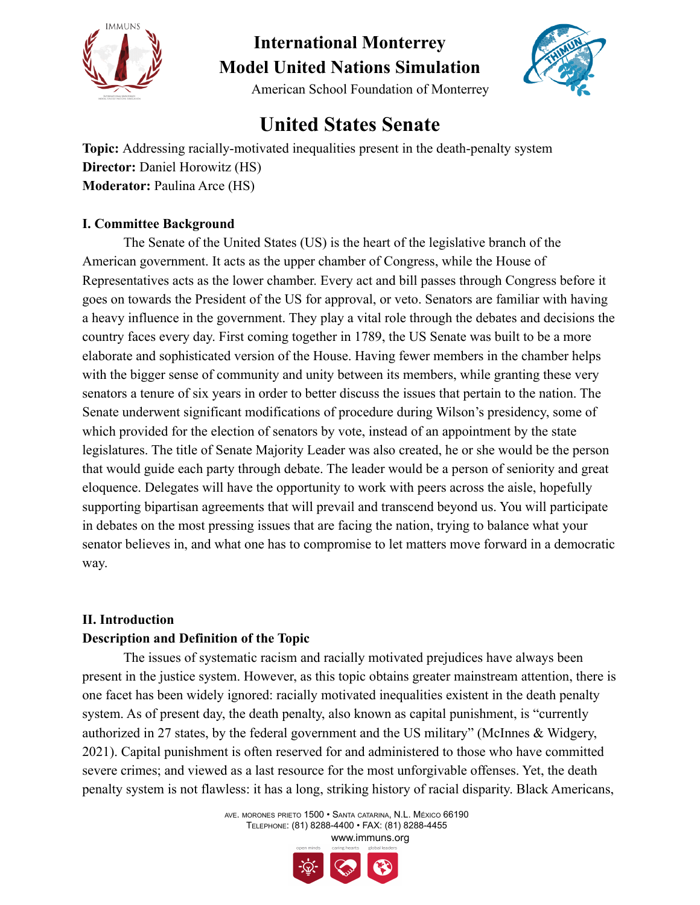# International Monterrey Model United Nations Simulation

American School Foundation of Monterrey

## United States Senate

**Topic:** Addressing racially-motivated inequalities present in the death-penalty system
**Director:** Daniel Horowitz (HS)
**Moderator:** Paulina Arce (HS)

### I. Committee Background

The Senate of the United States (US) is the heart of the legislative branch of the American government. It acts as the upper chamber of Congress, while the House of Representatives acts as the lower chamber. Every act and bill passes through Congress before it goes on towards the President of the US for approval, or veto. Senators are familiar with having a heavy influence in the government. They play a vital role through the debates and decisions the country faces every day. First coming together in 1789, the US Senate was built to be a more elaborate and sophisticated version of the House. Having fewer members in the chamber helps with the bigger sense of community and unity between its members, while granting these very senators a tenure of six years in order to better discuss the issues that pertain to the nation. The Senate underwent significant modifications of procedure during Wilson's presidency, some of which provided for the election of senators by vote, instead of an appointment by the state legislatures. The title of Senate Majority Leader was also created, he or she would be the person that would guide each party through debate. The leader would be a person of seniority and great eloquence. Delegates will have the opportunity to work with peers across the aisle, hopefully supporting bipartisan agreements that will prevail and transcend beyond us. You will participate in debates on the most pressing issues that are facing the nation, trying to balance what your senator believes in, and what one has to compromise to let matters move forward in a democratic way.

### II. Introduction

**Description and Definition of the Topic**

The issues of systematic racism and racially motivated prejudices have always been present in the justice system. However, as this topic obtains greater mainstream attention, there is one facet has been widely ignored: racially motivated inequalities existent in the death penalty system. As of present day, the death penalty, also known as capital punishment, is "currently authorized in 27 states, by the federal government and the US military" (McInnes & Widgery, 2021). Capital punishment is often reserved for and administered to those who have committed severe crimes; and viewed as a last resource for the most unforgivable offenses. Yet, the death penalty system is not flawless: it has a long, striking history of racial disparity. Black Americans,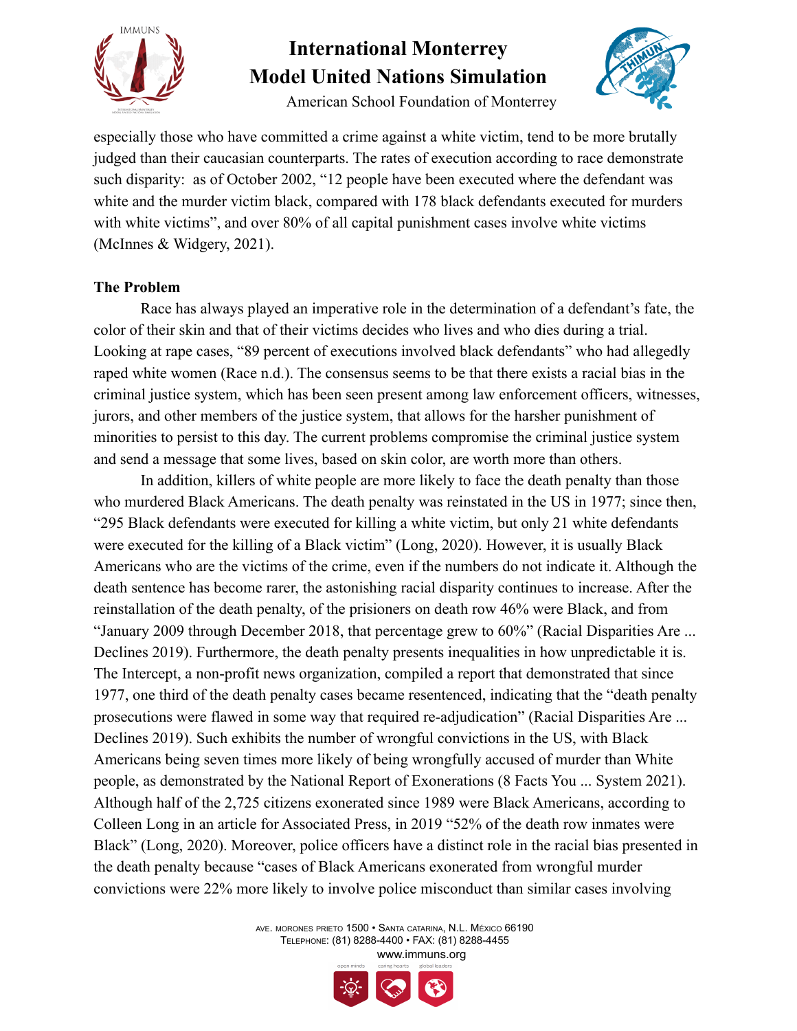especially those who have committed a crime against a white victim, tend to be more brutally judged than their caucasian counterparts. The rates of execution according to race demonstrate such disparity: as of October 2002, "12 people have been executed where the defendant was white and the murder victim black, compared with 178 black defendants executed for murders with white victims", and over 80% of all capital punishment cases involve white victims (McInnes & Widgery, 2021).

**The Problem**

Race has always played an imperative role in the determination of a defendant's fate, the color of their skin and that of their victims decides who lives and who dies during a trial. Looking at rape cases, "89 percent of executions involved black defendants" who had allegedly raped white women (Race n.d.). The consensus seems to be that there exists a racial bias in the criminal justice system, which has been seen present among law enforcement officers, witnesses, jurors, and other members of the justice system, that allows for the harsher punishment of minorities to persist to this day. The current problems compromise the criminal justice system and send a message that some lives, based on skin color, are worth more than others.

In addition, killers of white people are more likely to face the death penalty than those who murdered Black Americans. The death penalty was reinstated in the US in 1977; since then, "295 Black defendants were executed for killing a white victim, but only 21 white defendants were executed for the killing of a Black victim" (Long, 2020). However, it is usually Black Americans who are the victims of the crime, even if the numbers do not indicate it. Although the death sentence has become rarer, the astonishing racial disparity continues to increase. After the reinstallation of the death penalty, of the prisioners on death row 46% were Black, and from "January 2009 through December 2018, that percentage grew to 60%" (Racial Disparities Are ... Declines 2019). Furthermore, the death penalty presents inequalities in how unpredictable it is. The Intercept, a non-profit news organization, compiled a report that demonstrated that since 1977, one third of the death penalty cases became resentenced, indicating that the "death penalty prosecutions were flawed in some way that required re-adjudication" (Racial Disparities Are ... Declines 2019). Such exhibits the number of wrongful convictions in the US, with Black Americans being seven times more likely of being wrongfully accused of murder than White people, as demonstrated by the National Report of Exonerations (8 Facts You ... System 2021). Although half of the 2,725 citizens exonerated since 1989 were Black Americans, according to Colleen Long in an article for Associated Press, in 2019 "52% of the death row inmates were Black" (Long, 2020). Moreover, police officers have a distinct role in the racial bias presented in the death penalty because "cases of Black Americans exonerated from wrongful murder convictions were 22% more likely to involve police misconduct than similar cases involving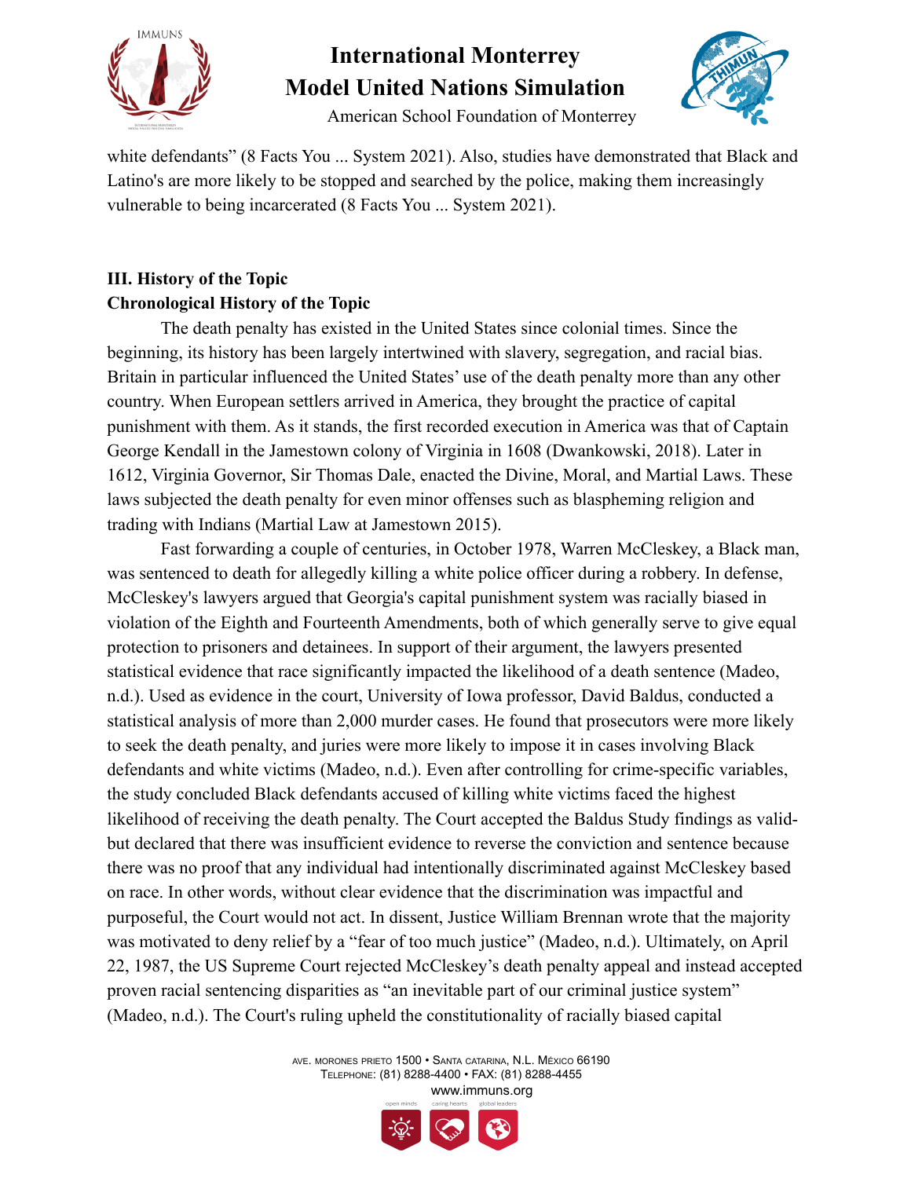white defendants" (8 Facts You ... System 2021). Also, studies have demonstrated that Black and Latino's are more likely to be stopped and searched by the police, making them increasingly vulnerable to being incarcerated (8 Facts You ... System 2021).

## III. History of the Topic

### Chronological History of the Topic

The death penalty has existed in the United States since colonial times. Since the beginning, its history has been largely intertwined with slavery, segregation, and racial bias. Britain in particular influenced the United States' use of the death penalty more than any other country. When European settlers arrived in America, they brought the practice of capital punishment with them. As it stands, the first recorded execution in America was that of Captain George Kendall in the Jamestown colony of Virginia in 1608 (Dwankowski, 2018). Later in 1612, Virginia Governor, Sir Thomas Dale, enacted the Divine, Moral, and Martial Laws. These laws subjected the death penalty for even minor offenses such as blaspheming religion and trading with Indians (Martial Law at Jamestown 2015).

Fast forwarding a couple of centuries, in October 1978, Warren McCleskey, a Black man, was sentenced to death for allegedly killing a white police officer during a robbery. In defense, McCleskey's lawyers argued that Georgia's capital punishment system was racially biased in violation of the Eighth and Fourteenth Amendments, both of which generally serve to give equal protection to prisoners and detainees. In support of their argument, the lawyers presented statistical evidence that race significantly impacted the likelihood of a death sentence (Madeo, n.d.). Used as evidence in the court, University of Iowa professor, David Baldus, conducted a statistical analysis of more than 2,000 murder cases. He found that prosecutors were more likely to seek the death penalty, and juries were more likely to impose it in cases involving Black defendants and white victims (Madeo, n.d.). Even after controlling for crime-specific variables, the study concluded Black defendants accused of killing white victims faced the highest likelihood of receiving the death penalty. The Court accepted the Baldus Study findings as valid- but declared that there was insufficient evidence to reverse the conviction and sentence because there was no proof that any individual had intentionally discriminated against McCleskey based on race. In other words, without clear evidence that the discrimination was impactful and purposeful, the Court would not act. In dissent, Justice William Brennan wrote that the majority was motivated to deny relief by a "fear of too much justice" (Madeo, n.d.). Ultimately, on April 22, 1987, the US Supreme Court rejected McCleskey's death penalty appeal and instead accepted proven racial sentencing disparities as "an inevitable part of our criminal justice system" (Madeo, n.d.). The Court's ruling upheld the constitutionality of racially biased capital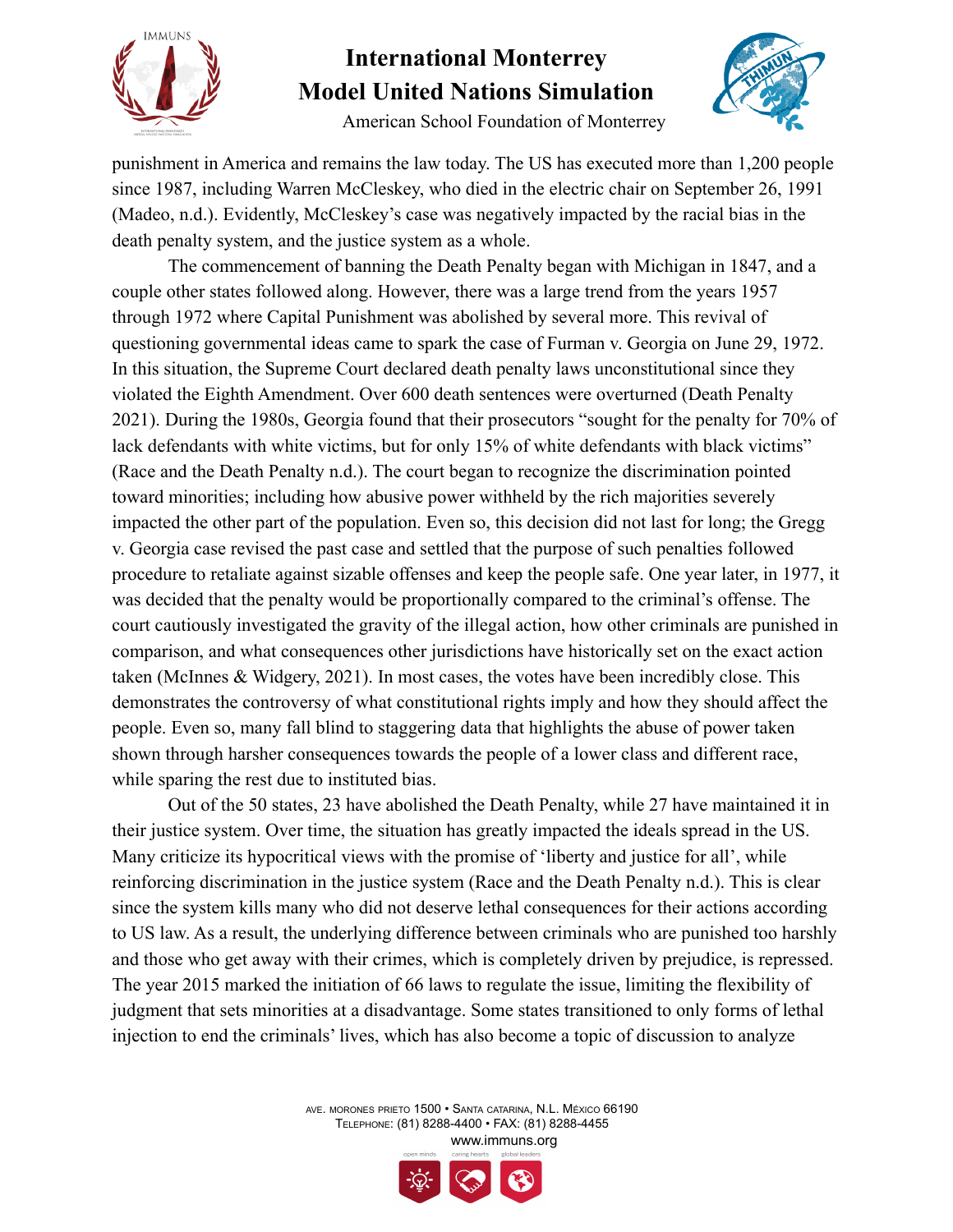punishment in America and remains the law today. The US has executed more than 1,200 people since 1987, including Warren McCleskey, who died in the electric chair on September 26, 1991 (Madeo, n.d.). Evidently, McCleskey's case was negatively impacted by the racial bias in the death penalty system, and the justice system as a whole.

The commencement of banning the Death Penalty began with Michigan in 1847, and a couple other states followed along. However, there was a large trend from the years 1957 through 1972 where Capital Punishment was abolished by several more. This revival of questioning governmental ideas came to spark the case of Furman v. Georgia on June 29, 1972. In this situation, the Supreme Court declared death penalty laws unconstitutional since they violated the Eighth Amendment. Over 600 death sentences were overturned (Death Penalty 2021). During the 1980s, Georgia found that their prosecutors "sought for the penalty for 70% of lack defendants with white victims, but for only 15% of white defendants with black victims" (Race and the Death Penalty n.d.). The court began to recognize the discrimination pointed toward minorities; including how abusive power withheld by the rich majorities severely impacted the other part of the population. Even so, this decision did not last for long; the Gregg v. Georgia case revised the past case and settled that the purpose of such penalties followed procedure to retaliate against sizable offenses and keep the people safe. One year later, in 1977, it was decided that the penalty would be proportionally compared to the criminal's offense. The court cautiously investigated the gravity of the illegal action, how other criminals are punished in comparison, and what consequences other jurisdictions have historically set on the exact action taken (McInnes & Widgery, 2021). In most cases, the votes have been incredibly close. This demonstrates the controversy of what constitutional rights imply and how they should affect the people. Even so, many fall blind to staggering data that highlights the abuse of power taken shown through harsher consequences towards the people of a lower class and different race, while sparing the rest due to instituted bias.

Out of the 50 states, 23 have abolished the Death Penalty, while 27 have maintained it in their justice system. Over time, the situation has greatly impacted the ideals spread in the US. Many criticize its hypocritical views with the promise of 'liberty and justice for all', while reinforcing discrimination in the justice system (Race and the Death Penalty n.d.). This is clear since the system kills many who did not deserve lethal consequences for their actions according to US law. As a result, the underlying difference between criminals who are punished too harshly and those who get away with their crimes, which is completely driven by prejudice, is repressed. The year 2015 marked the initiation of 66 laws to regulate the issue, limiting the flexibility of judgment that sets minorities at a disadvantage. Some states transitioned to only forms of lethal injection to end the criminals' lives, which has also become a topic of discussion to analyze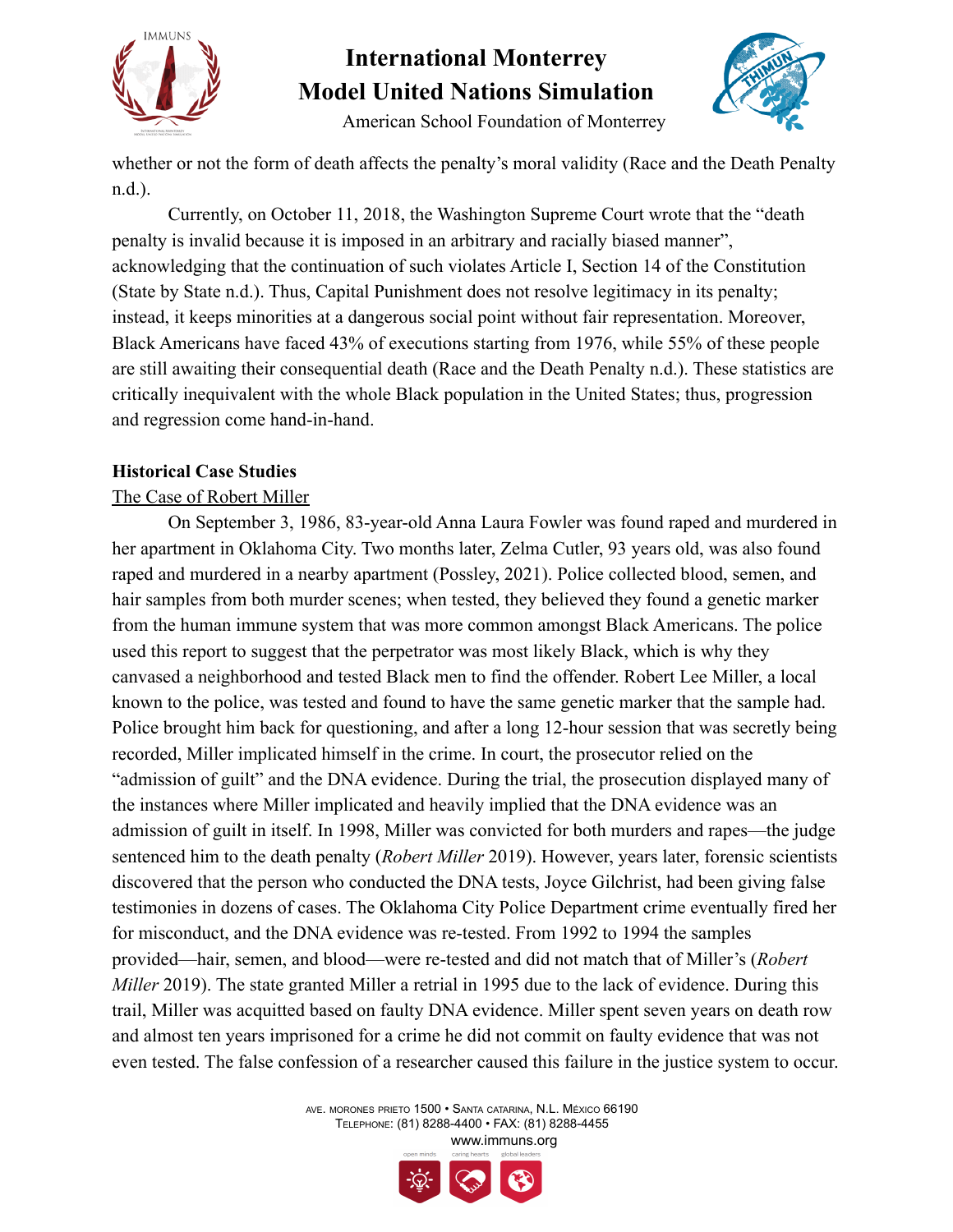whether or not the form of death affects the penalty's moral validity (Race and the Death Penalty n.d.).

Currently, on October 11, 2018, the Washington Supreme Court wrote that the "death penalty is invalid because it is imposed in an arbitrary and racially biased manner", acknowledging that the continuation of such violates Article I, Section 14 of the Constitution (State by State n.d.). Thus, Capital Punishment does not resolve legitimacy in its penalty; instead, it keeps minorities at a dangerous social point without fair representation. Moreover, Black Americans have faced 43% of executions starting from 1976, while 55% of these people are still awaiting their consequential death (Race and the Death Penalty n.d.). These statistics are critically inequivalent with the whole Black population in the United States; thus, progression and regression come hand-in-hand.

**Historical Case Studies**

The Case of Robert Miller

On September 3, 1986, 83-year-old Anna Laura Fowler was found raped and murdered in her apartment in Oklahoma City. Two months later, Zelma Cutler, 93 years old, was also found raped and murdered in a nearby apartment (Possley, 2021). Police collected blood, semen, and hair samples from both murder scenes; when tested, they believed they found a genetic marker from the human immune system that was more common amongst Black Americans. The police used this report to suggest that the perpetrator was most likely Black, which is why they canvased a neighborhood and tested Black men to find the offender. Robert Lee Miller, a local known to the police, was tested and found to have the same genetic marker that the sample had. Police brought him back for questioning, and after a long 12-hour session that was secretly being recorded, Miller implicated himself in the crime. In court, the prosecutor relied on the "admission of guilt" and the DNA evidence. During the trial, the prosecution displayed many of the instances where Miller implicated and heavily implied that the DNA evidence was an admission of guilt in itself. In 1998, Miller was convicted for both murders and rapes—the judge sentenced him to the death penalty (*Robert Miller* 2019). However, years later, forensic scientists discovered that the person who conducted the DNA tests, Joyce Gilchrist, had been giving false testimonies in dozens of cases. The Oklahoma City Police Department crime eventually fired her for misconduct, and the DNA evidence was re-tested. From 1992 to 1994 the samples provided—hair, semen, and blood—were re-tested and did not match that of Miller's (*Robert Miller* 2019). The state granted Miller a retrial in 1995 due to the lack of evidence. During this trail, Miller was acquitted based on faulty DNA evidence. Miller spent seven years on death row and almost ten years imprisoned for a crime he did not commit on faulty evidence that was not even tested. The false confession of a researcher caused this failure in the justice system to occur.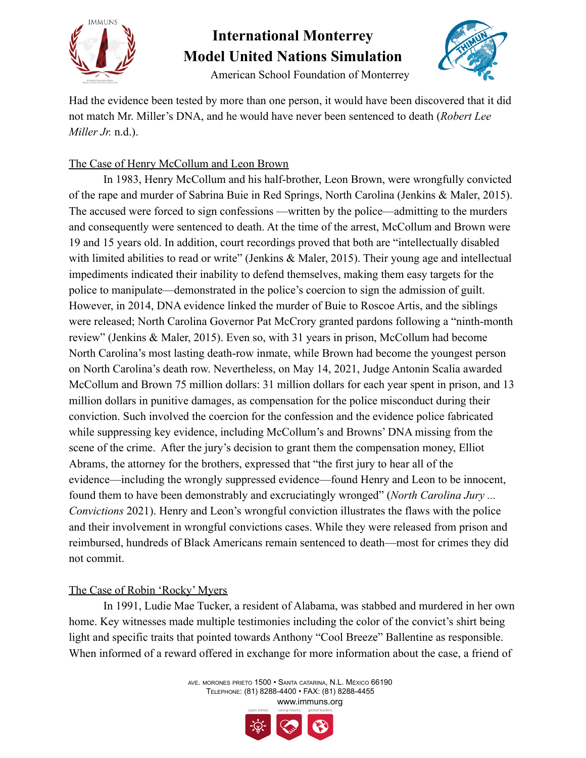Had the evidence been tested by more than one person, it would have been discovered that it did not match Mr. Miller's DNA, and he would have never been sentenced to death (*Robert Lee Miller Jr.* n.d.).

<u>The Case of Henry McCollum and Leon Brown</u>

In 1983, Henry McCollum and his half-brother, Leon Brown, were wrongfully convicted of the rape and murder of Sabrina Buie in Red Springs, North Carolina (Jenkins & Maler, 2015). The accused were forced to sign confessions —written by the police—admitting to the murders and consequently were sentenced to death. At the time of the arrest, McCollum and Brown were 19 and 15 years old. In addition, court recordings proved that both are "intellectually disabled with limited abilities to read or write" (Jenkins & Maler, 2015). Their young age and intellectual impediments indicated their inability to defend themselves, making them easy targets for the police to manipulate—demonstrated in the police's coercion to sign the admission of guilt. However, in 2014, DNA evidence linked the murder of Buie to Roscoe Artis, and the siblings were released; North Carolina Governor Pat McCrory granted pardons following a "ninth-month review" (Jenkins & Maler, 2015). Even so, with 31 years in prison, McCollum had become North Carolina's most lasting death-row inmate, while Brown had become the youngest person on North Carolina's death row. Nevertheless, on May 14, 2021, Judge Antonin Scalia awarded McCollum and Brown 75 million dollars: 31 million dollars for each year spent in prison, and 13 million dollars in punitive damages, as compensation for the police misconduct during their conviction. Such involved the coercion for the confession and the evidence police fabricated while suppressing key evidence, including McCollum's and Browns' DNA missing from the scene of the crime. After the jury's decision to grant them the compensation money, Elliot Abrams, the attorney for the brothers, expressed that "the first jury to hear all of the evidence—including the wrongly suppressed evidence—found Henry and Leon to be innocent, found them to have been demonstrably and excruciatingly wronged" (*North Carolina Jury ... Convictions* 2021). Henry and Leon's wrongful conviction illustrates the flaws with the police and their involvement in wrongful convictions cases. While they were released from prison and reimbursed, hundreds of Black Americans remain sentenced to death—most for crimes they did not commit.

<u>The Case of Robin 'Rocky' Myers</u>

In 1991, Ludie Mae Tucker, a resident of Alabama, was stabbed and murdered in her own home. Key witnesses made multiple testimonies including the color of the convict's shirt being light and specific traits that pointed towards Anthony "Cool Breeze" Ballentine as responsible. When informed of a reward offered in exchange for more information about the case, a friend of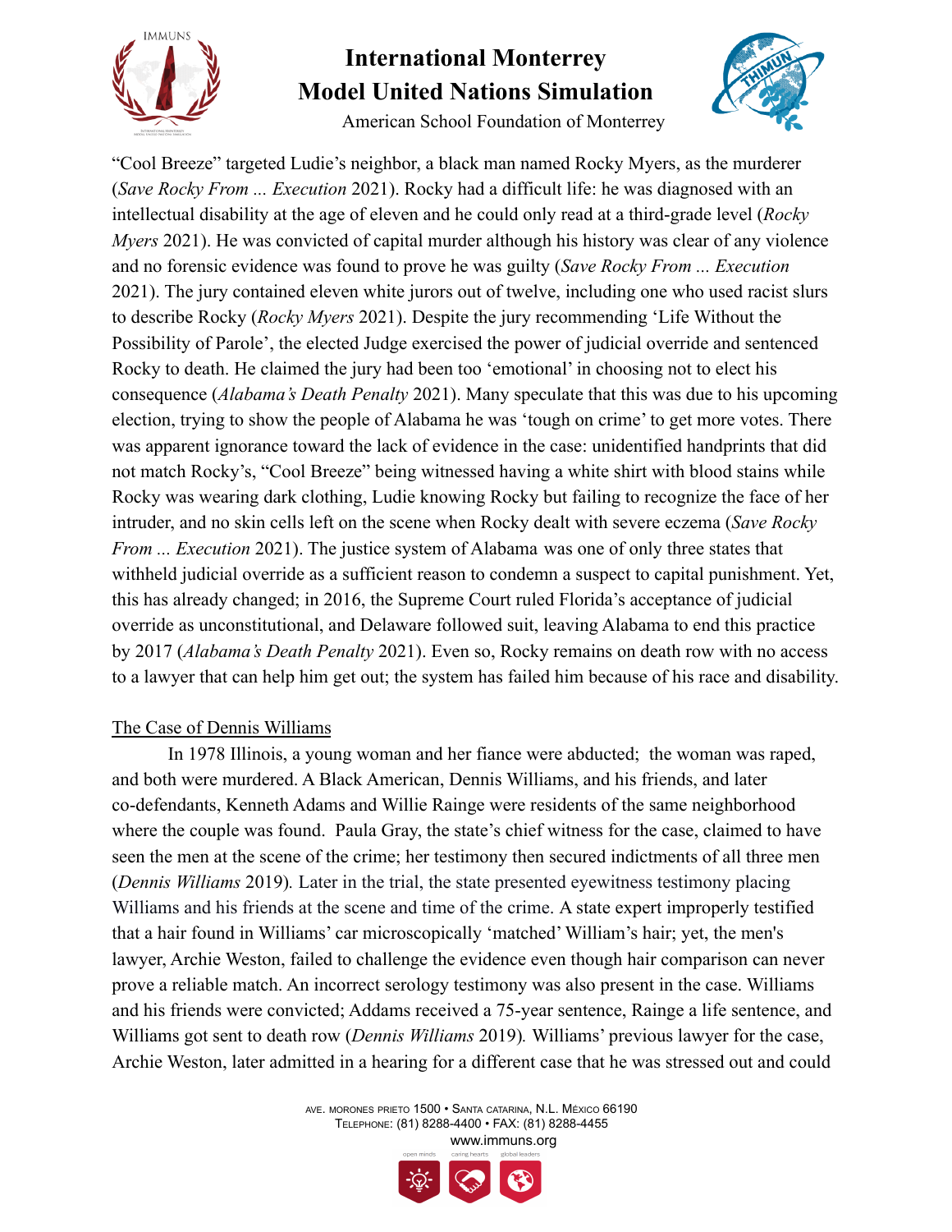"Cool Breeze" targeted Ludie's neighbor, a black man named Rocky Myers, as the murderer (*Save Rocky From ... Execution* 2021). Rocky had a difficult life: he was diagnosed with an intellectual disability at the age of eleven and he could only read at a third-grade level (*Rocky Myers* 2021). He was convicted of capital murder although his history was clear of any violence and no forensic evidence was found to prove he was guilty (*Save Rocky From ... Execution* 2021). The jury contained eleven white jurors out of twelve, including one who used racist slurs to describe Rocky (*Rocky Myers* 2021). Despite the jury recommending 'Life Without the Possibility of Parole', the elected Judge exercised the power of judicial override and sentenced Rocky to death. He claimed the jury had been too 'emotional' in choosing not to elect his consequence (*Alabama's Death Penalty* 2021). Many speculate that this was due to his upcoming election, trying to show the people of Alabama he was 'tough on crime' to get more votes. There was apparent ignorance toward the lack of evidence in the case: unidentified handprints that did not match Rocky's, "Cool Breeze" being witnessed having a white shirt with blood stains while Rocky was wearing dark clothing, Ludie knowing Rocky but failing to recognize the face of her intruder, and no skin cells left on the scene when Rocky dealt with severe eczema (*Save Rocky From ... Execution* 2021). The justice system of Alabama was one of only three states that withheld judicial override as a sufficient reason to condemn a suspect to capital punishment. Yet, this has already changed; in 2016, the Supreme Court ruled Florida's acceptance of judicial override as unconstitutional, and Delaware followed suit, leaving Alabama to end this practice by 2017 (*Alabama's Death Penalty* 2021). Even so, Rocky remains on death row with no access to a lawyer that can help him get out; the system has failed him because of his race and disability.

<u>The Case of Dennis Williams</u>

In 1978 Illinois, a young woman and her fiance were abducted; the woman was raped, and both were murdered. A Black American, Dennis Williams, and his friends, and later co-defendants, Kenneth Adams and Willie Rainge were residents of the same neighborhood where the couple was found. Paula Gray, the state's chief witness for the case, claimed to have seen the men at the scene of the crime; her testimony then secured indictments of all three men (*Dennis Williams* 2019). Later in the trial, the state presented eyewitness testimony placing Williams and his friends at the scene and time of the crime. A state expert improperly testified that a hair found in Williams' car microscopically 'matched' William's hair; yet, the men's lawyer, Archie Weston, failed to challenge the evidence even though hair comparison can never prove a reliable match. An incorrect serology testimony was also present in the case. Williams and his friends were convicted; Addams received a 75-year sentence, Rainge a life sentence, and Williams got sent to death row (*Dennis Williams* 2019). Williams' previous lawyer for the case, Archie Weston, later admitted in a hearing for a different case that he was stressed out and could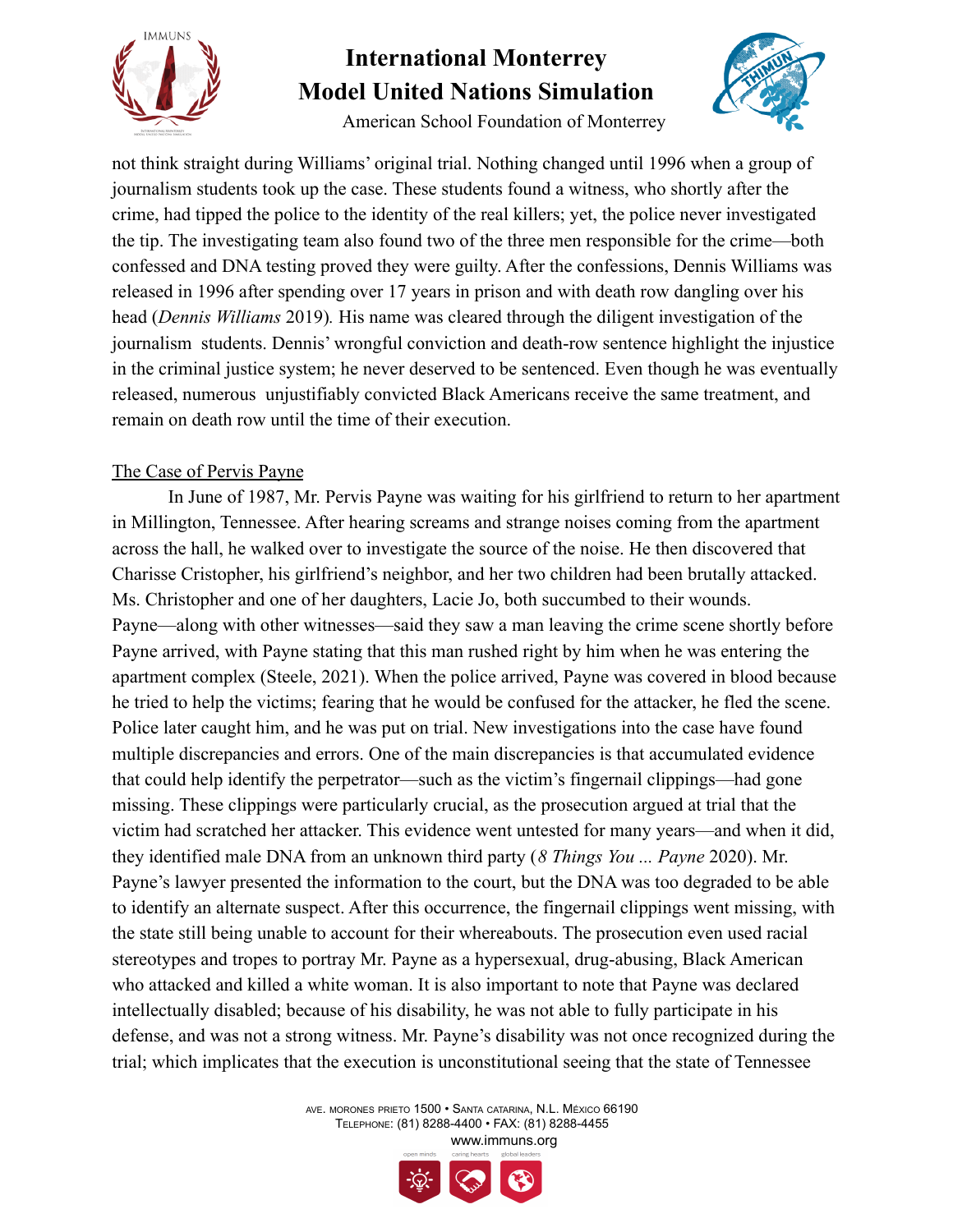not think straight during Williams' original trial. Nothing changed until 1996 when a group of journalism students took up the case. These students found a witness, who shortly after the crime, had tipped the police to the identity of the real killers; yet, the police never investigated the tip. The investigating team also found two of the three men responsible for the crime—both confessed and DNA testing proved they were guilty. After the confessions, Dennis Williams was released in 1996 after spending over 17 years in prison and with death row dangling over his head (*Dennis Williams* 2019)*.* His name was cleared through the diligent investigation of the journalism students. Dennis' wrongful conviction and death-row sentence highlight the injustice in the criminal justice system; he never deserved to be sentenced. Even though he was eventually released, numerous unjustifiably convicted Black Americans receive the same treatment, and remain on death row until the time of their execution.

<u>The Case of Pervis Payne</u>

In June of 1987, Mr. Pervis Payne was waiting for his girlfriend to return to her apartment in Millington, Tennessee. After hearing screams and strange noises coming from the apartment across the hall, he walked over to investigate the source of the noise. He then discovered that Charisse Cristopher, his girlfriend's neighbor, and her two children had been brutally attacked. Ms. Christopher and one of her daughters, Lacie Jo, both succumbed to their wounds. Payne—along with other witnesses—said they saw a man leaving the crime scene shortly before Payne arrived, with Payne stating that this man rushed right by him when he was entering the apartment complex (Steele, 2021). When the police arrived, Payne was covered in blood because he tried to help the victims; fearing that he would be confused for the attacker, he fled the scene. Police later caught him, and he was put on trial. New investigations into the case have found multiple discrepancies and errors. One of the main discrepancies is that accumulated evidence that could help identify the perpetrator—such as the victim's fingernail clippings—had gone missing. These clippings were particularly crucial, as the prosecution argued at trial that the victim had scratched her attacker. This evidence went untested for many years—and when it did, they identified male DNA from an unknown third party (*8 Things You ... Payne* 2020). Mr. Payne's lawyer presented the information to the court, but the DNA was too degraded to be able to identify an alternate suspect. After this occurrence, the fingernail clippings went missing, with the state still being unable to account for their whereabouts. The prosecution even used racial stereotypes and tropes to portray Mr. Payne as a hypersexual, drug-abusing, Black American who attacked and killed a white woman. It is also important to note that Payne was declared intellectually disabled; because of his disability, he was not able to fully participate in his defense, and was not a strong witness. Mr. Payne's disability was not once recognized during the trial; which implicates that the execution is unconstitutional seeing that the state of Tennessee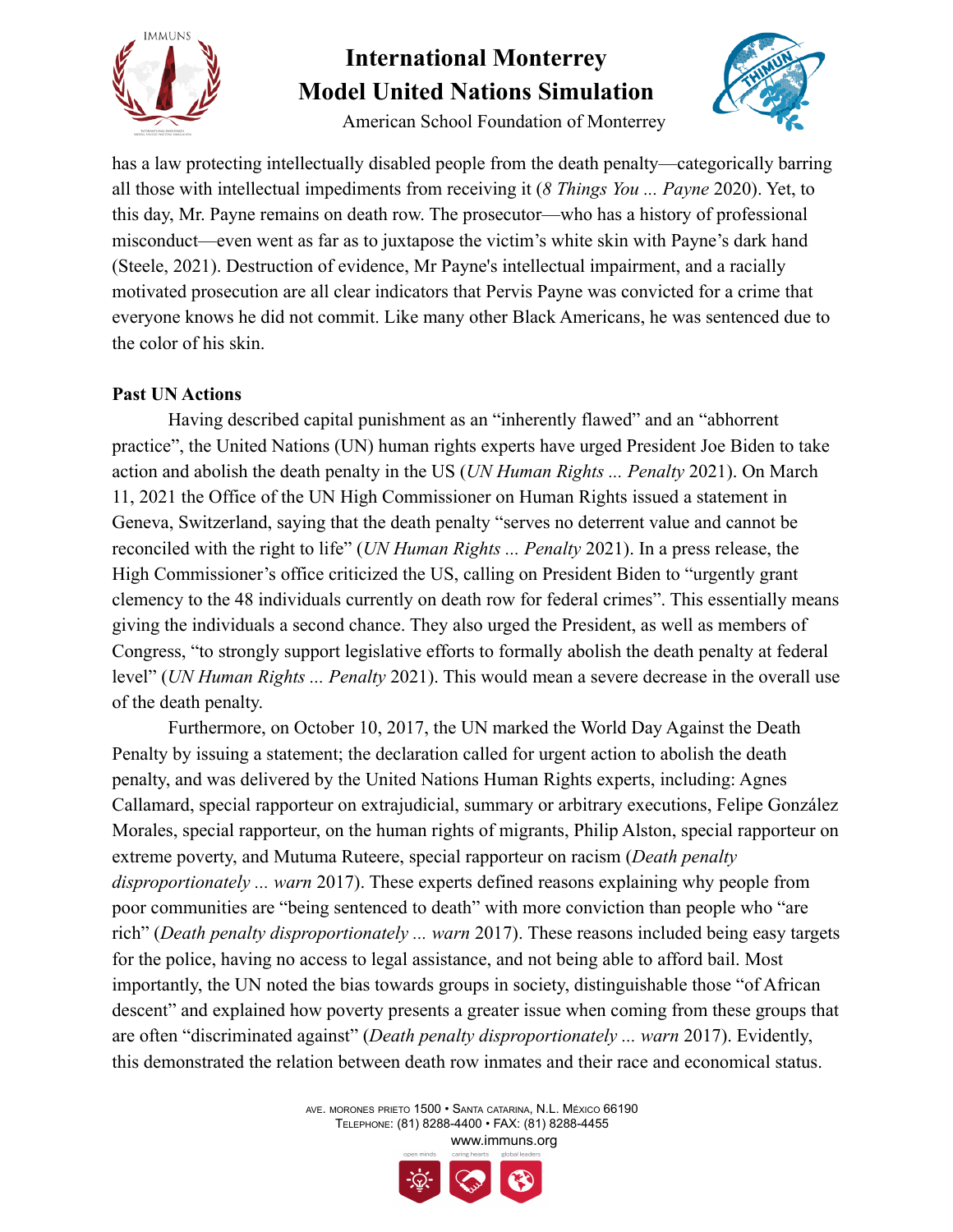has a law protecting intellectually disabled people from the death penalty—categorically barring all those with intellectual impediments from receiving it (*8 Things You ... Payne* 2020). Yet, to this day, Mr. Payne remains on death row. The prosecutor—who has a history of professional misconduct—even went as far as to juxtapose the victim's white skin with Payne's dark hand (Steele, 2021). Destruction of evidence, Mr Payne's intellectual impairment, and a racially motivated prosecution are all clear indicators that Pervis Payne was convicted for a crime that everyone knows he did not commit. Like many other Black Americans, he was sentenced due to the color of his skin.

**Past UN Actions**

Having described capital punishment as an "inherently flawed" and an "abhorrent practice", the United Nations (UN) human rights experts have urged President Joe Biden to take action and abolish the death penalty in the US (*UN Human Rights ... Penalty* 2021). On March 11, 2021 the Office of the UN High Commissioner on Human Rights issued a statement in Geneva, Switzerland, saying that the death penalty "serves no deterrent value and cannot be reconciled with the right to life" (*UN Human Rights ... Penalty* 2021). In a press release, the High Commissioner's office criticized the US, calling on President Biden to "urgently grant clemency to the 48 individuals currently on death row for federal crimes". This essentially means giving the individuals a second chance. They also urged the President, as well as members of Congress, "to strongly support legislative efforts to formally abolish the death penalty at federal level" (*UN Human Rights ... Penalty* 2021). This would mean a severe decrease in the overall use of the death penalty.

Furthermore, on October 10, 2017, the UN marked the World Day Against the Death Penalty by issuing a statement; the declaration called for urgent action to abolish the death penalty, and was delivered by the United Nations Human Rights experts, including: Agnes Callamard, special rapporteur on extrajudicial, summary or arbitrary executions, Felipe González Morales, special rapporteur, on the human rights of migrants, Philip Alston, special rapporteur on extreme poverty, and Mutuma Ruteere, special rapporteur on racism (*Death penalty disproportionately ... warn* 2017). These experts defined reasons explaining why people from poor communities are "being sentenced to death" with more conviction than people who "are rich" (*Death penalty disproportionately ... warn* 2017). These reasons included being easy targets for the police, having no access to legal assistance, and not being able to afford bail. Most importantly, the UN noted the bias towards groups in society, distinguishable those "of African descent" and explained how poverty presents a greater issue when coming from these groups that are often "discriminated against" (*Death penalty disproportionately ... warn* 2017). Evidently, this demonstrated the relation between death row inmates and their race and economical status.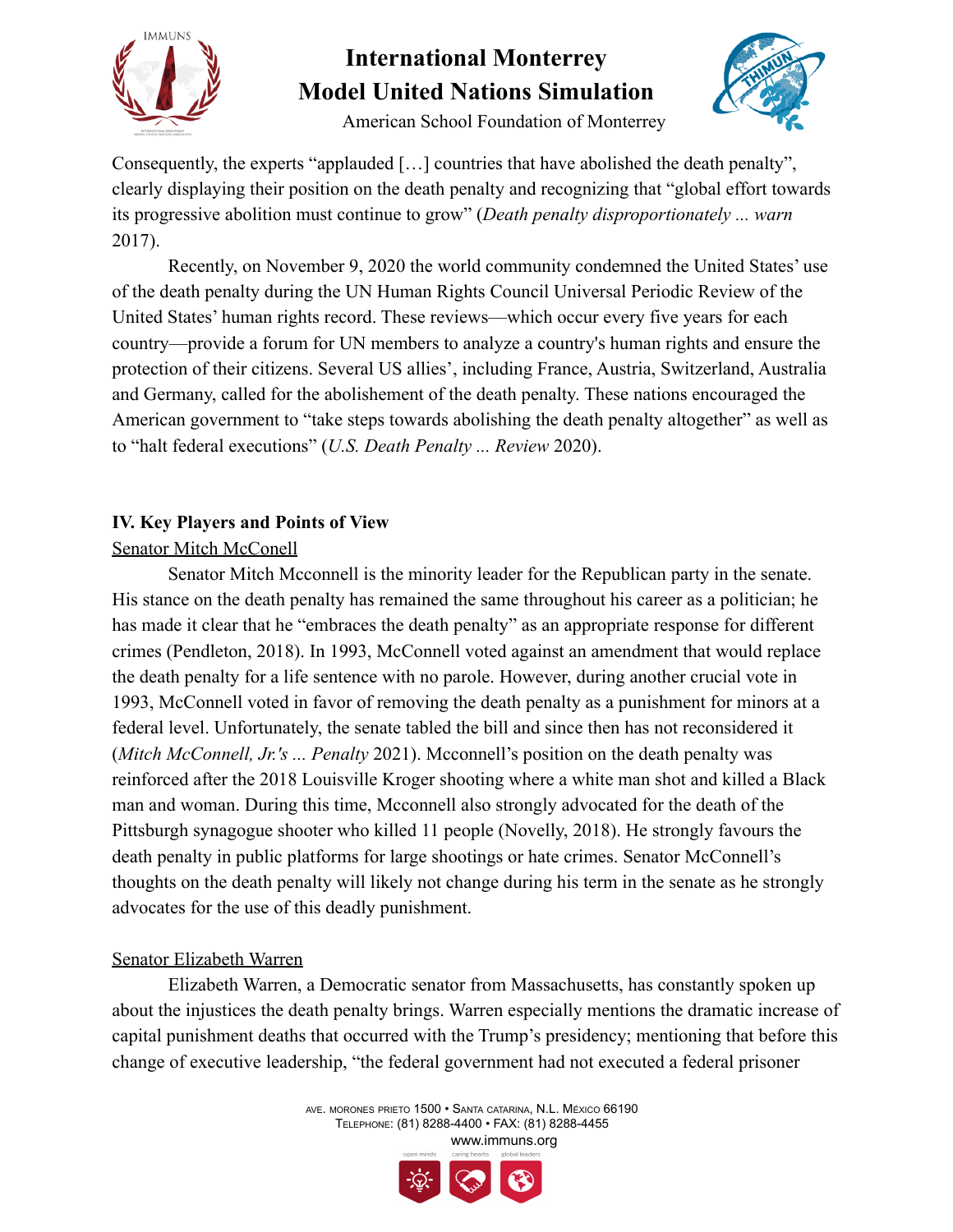Consequently, the experts "applauded […] countries that have abolished the death penalty", clearly displaying their position on the death penalty and recognizing that "global effort towards its progressive abolition must continue to grow" (*Death penalty disproportionately ... warn* 2017).

Recently, on November 9, 2020 the world community condemned the United States' use of the death penalty during the UN Human Rights Council Universal Periodic Review of the United States' human rights record. These reviews—which occur every five years for each country—provide a forum for UN members to analyze a country's human rights and ensure the protection of their citizens. Several US allies', including France, Austria, Switzerland, Australia and Germany, called for the abolishement of the death penalty. These nations encouraged the American government to "take steps towards abolishing the death penalty altogether" as well as to "halt federal executions" (*U.S. Death Penalty ... Review* 2020).

## IV. Key Players and Points of View

### Senator Mitch McConell

Senator Mitch Mcconnell is the minority leader for the Republican party in the senate. His stance on the death penalty has remained the same throughout his career as a politician; he has made it clear that he "embraces the death penalty" as an appropriate response for different crimes (Pendleton, 2018). In 1993, McConnell voted against an amendment that would replace the death penalty for a life sentence with no parole. However, during another crucial vote in 1993, McConnell voted in favor of removing the death penalty as a punishment for minors at a federal level. Unfortunately, the senate tabled the bill and since then has not reconsidered it (*Mitch McConnell, Jr.'s ... Penalty* 2021). Mcconnell's position on the death penalty was reinforced after the 2018 Louisville Kroger shooting where a white man shot and killed a Black man and woman. During this time, Mcconnell also strongly advocated for the death of the Pittsburgh synagogue shooter who killed 11 people (Novelly, 2018). He strongly favours the death penalty in public platforms for large shootings or hate crimes. Senator McConnell's thoughts on the death penalty will likely not change during his term in the senate as he strongly advocates for the use of this deadly punishment.

### Senator Elizabeth Warren

Elizabeth Warren, a Democratic senator from Massachusetts, has constantly spoken up about the injustices the death penalty brings. Warren especially mentions the dramatic increase of capital punishment deaths that occurred with the Trump's presidency; mentioning that before this change of executive leadership, "the federal government had not executed a federal prisoner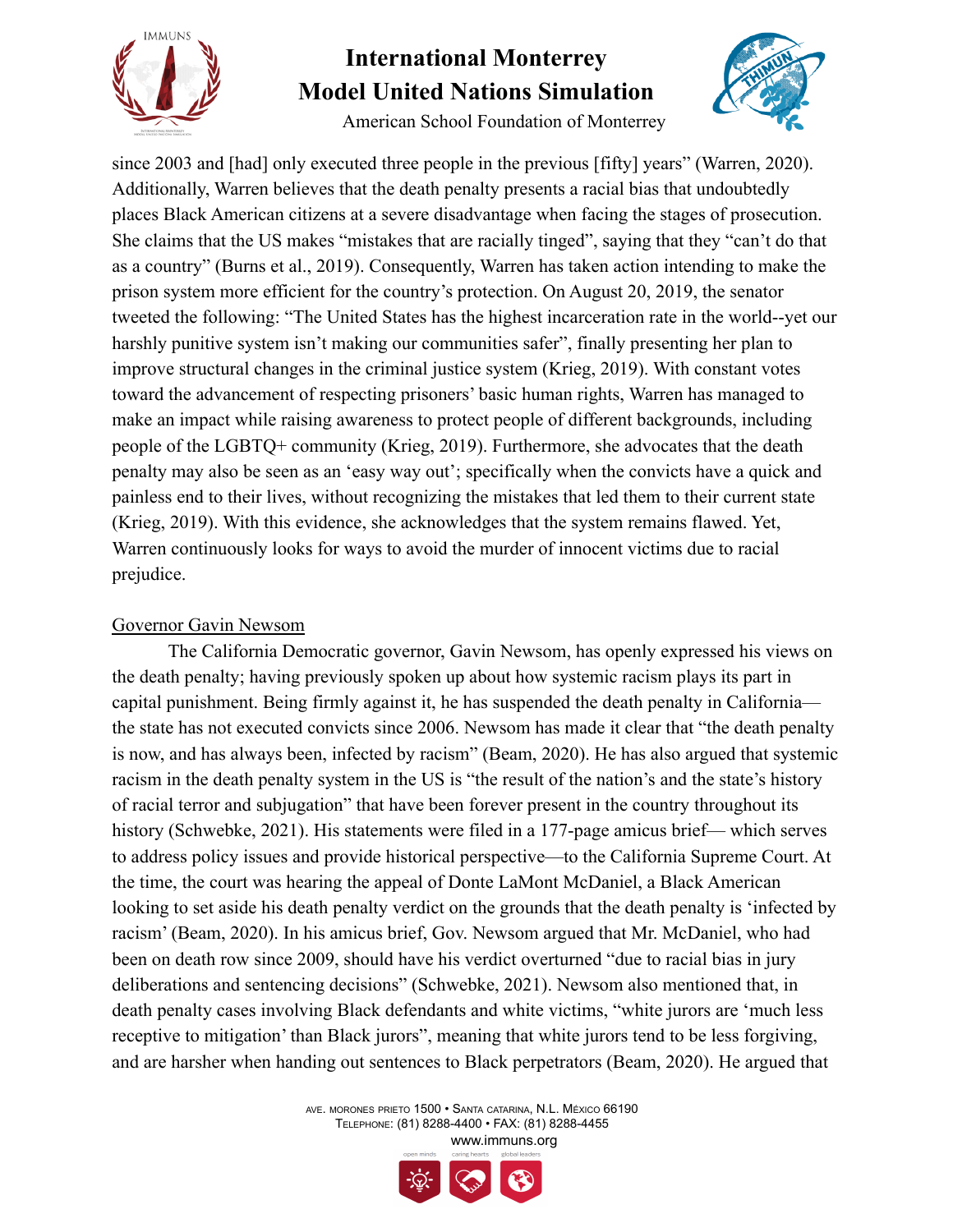since 2003 and [had] only executed three people in the previous [fifty] years" (Warren, 2020). Additionally, Warren believes that the death penalty presents a racial bias that undoubtedly places Black American citizens at a severe disadvantage when facing the stages of prosecution. She claims that the US makes "mistakes that are racially tinged", saying that they "can't do that as a country" (Burns et al., 2019). Consequently, Warren has taken action intending to make the prison system more efficient for the country's protection. On August 20, 2019, the senator tweeted the following: "The United States has the highest incarceration rate in the world--yet our harshly punitive system isn't making our communities safer", finally presenting her plan to improve structural changes in the criminal justice system (Krieg, 2019). With constant votes toward the advancement of respecting prisoners' basic human rights, Warren has managed to make an impact while raising awareness to protect people of different backgrounds, including people of the LGBTQ+ community (Krieg, 2019). Furthermore, she advocates that the death penalty may also be seen as an 'easy way out'; specifically when the convicts have a quick and painless end to their lives, without recognizing the mistakes that led them to their current state (Krieg, 2019). With this evidence, she acknowledges that the system remains flawed. Yet, Warren continuously looks for ways to avoid the murder of innocent victims due to racial prejudice.

<u>Governor Gavin Newsom</u>

The California Democratic governor, Gavin Newsom, has openly expressed his views on the death penalty; having previously spoken up about how systemic racism plays its part in capital punishment. Being firmly against it, he has suspended the death penalty in California—the state has not executed convicts since 2006. Newsom has made it clear that "the death penalty is now, and has always been, infected by racism" (Beam, 2020). He has also argued that systemic racism in the death penalty system in the US is "the result of the nation's and the state's history of racial terror and subjugation" that have been forever present in the country throughout its history (Schwebke, 2021). His statements were filed in a 177-page amicus brief— which serves to address policy issues and provide historical perspective—to the California Supreme Court. At the time, the court was hearing the appeal of Donte LaMont McDaniel, a Black American looking to set aside his death penalty verdict on the grounds that the death penalty is 'infected by racism' (Beam, 2020). In his amicus brief, Gov. Newsom argued that Mr. McDaniel, who had been on death row since 2009, should have his verdict overturned "due to racial bias in jury deliberations and sentencing decisions" (Schwebke, 2021). Newsom also mentioned that, in death penalty cases involving Black defendants and white victims, "white jurors are 'much less receptive to mitigation' than Black jurors", meaning that white jurors tend to be less forgiving, and are harsher when handing out sentences to Black perpetrators (Beam, 2020). He argued that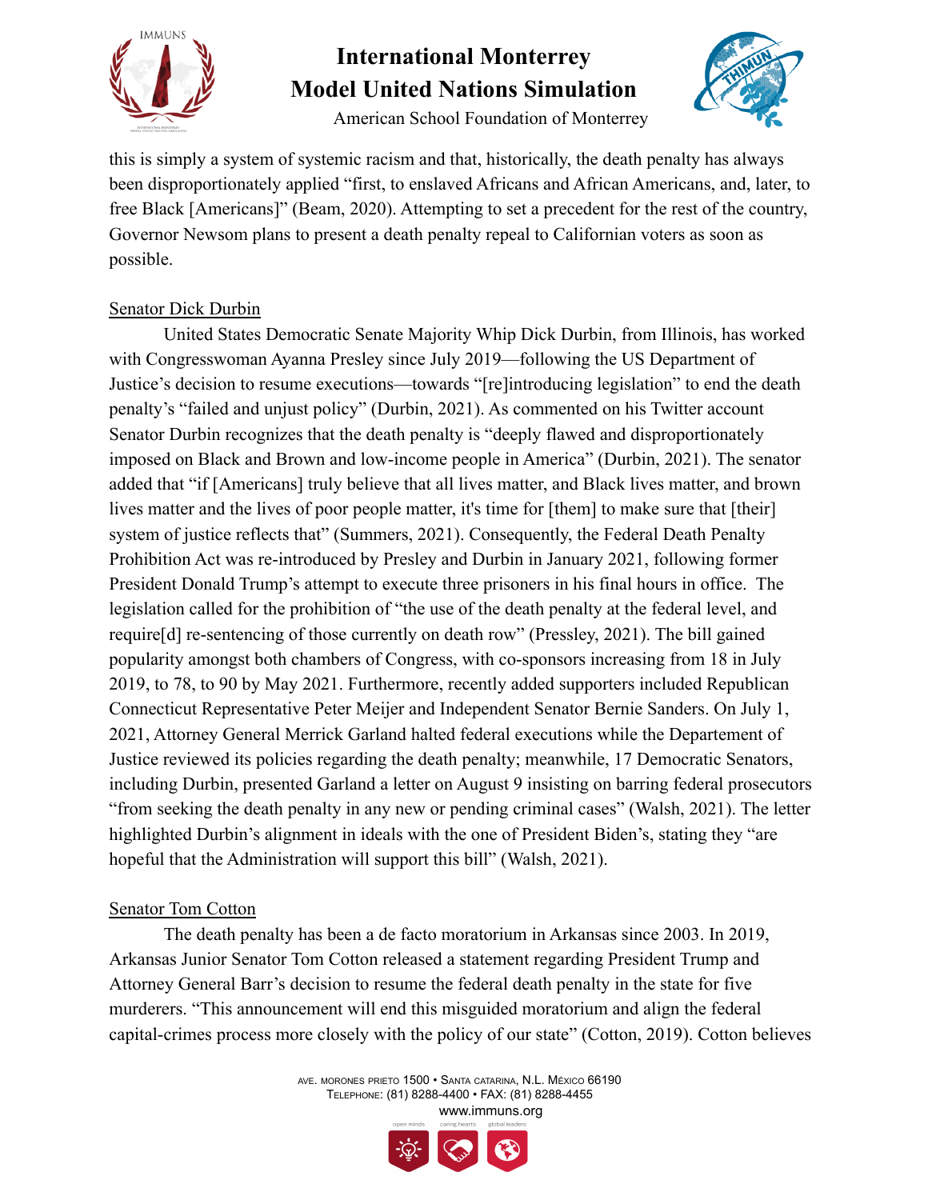this is simply a system of systemic racism and that, historically, the death penalty has always been disproportionately applied "first, to enslaved Africans and African Americans, and, later, to free Black [Americans]" (Beam, 2020). Attempting to set a precedent for the rest of the country, Governor Newsom plans to present a death penalty repeal to Californian voters as soon as possible.

<u>Senator Dick Durbin</u>

United States Democratic Senate Majority Whip Dick Durbin, from Illinois, has worked with Congresswoman Ayanna Presley since July 2019—following the US Department of Justice's decision to resume executions—towards "[re]introducing legislation" to end the death penalty's "failed and unjust policy" (Durbin, 2021). As commented on his Twitter account Senator Durbin recognizes that the death penalty is "deeply flawed and disproportionately imposed on Black and Brown and low-income people in America" (Durbin, 2021). The senator added that "if [Americans] truly believe that all lives matter, and Black lives matter, and brown lives matter and the lives of poor people matter, it's time for [them] to make sure that [their] system of justice reflects that" (Summers, 2021). Consequently, the Federal Death Penalty Prohibition Act was re-introduced by Presley and Durbin in January 2021, following former President Donald Trump's attempt to execute three prisoners in his final hours in office. The legislation called for the prohibition of "the use of the death penalty at the federal level, and require[d] re-sentencing of those currently on death row" (Pressley, 2021). The bill gained popularity amongst both chambers of Congress, with co-sponsors increasing from 18 in July 2019, to 78, to 90 by May 2021. Furthermore, recently added supporters included Republican Connecticut Representative Peter Meijer and Independent Senator Bernie Sanders. On July 1, 2021, Attorney General Merrick Garland halted federal executions while the Departement of Justice reviewed its policies regarding the death penalty; meanwhile, 17 Democratic Senators, including Durbin, presented Garland a letter on August 9 insisting on barring federal prosecutors "from seeking the death penalty in any new or pending criminal cases" (Walsh, 2021). The letter highlighted Durbin's alignment in ideals with the one of President Biden's, stating they "are hopeful that the Administration will support this bill" (Walsh, 2021).

<u>Senator Tom Cotton</u>

The death penalty has been a de facto moratorium in Arkansas since 2003. In 2019, Arkansas Junior Senator Tom Cotton released a statement regarding President Trump and Attorney General Barr's decision to resume the federal death penalty in the state for five murderers. "This announcement will end this misguided moratorium and align the federal capital-crimes process more closely with the policy of our state" (Cotton, 2019). Cotton believes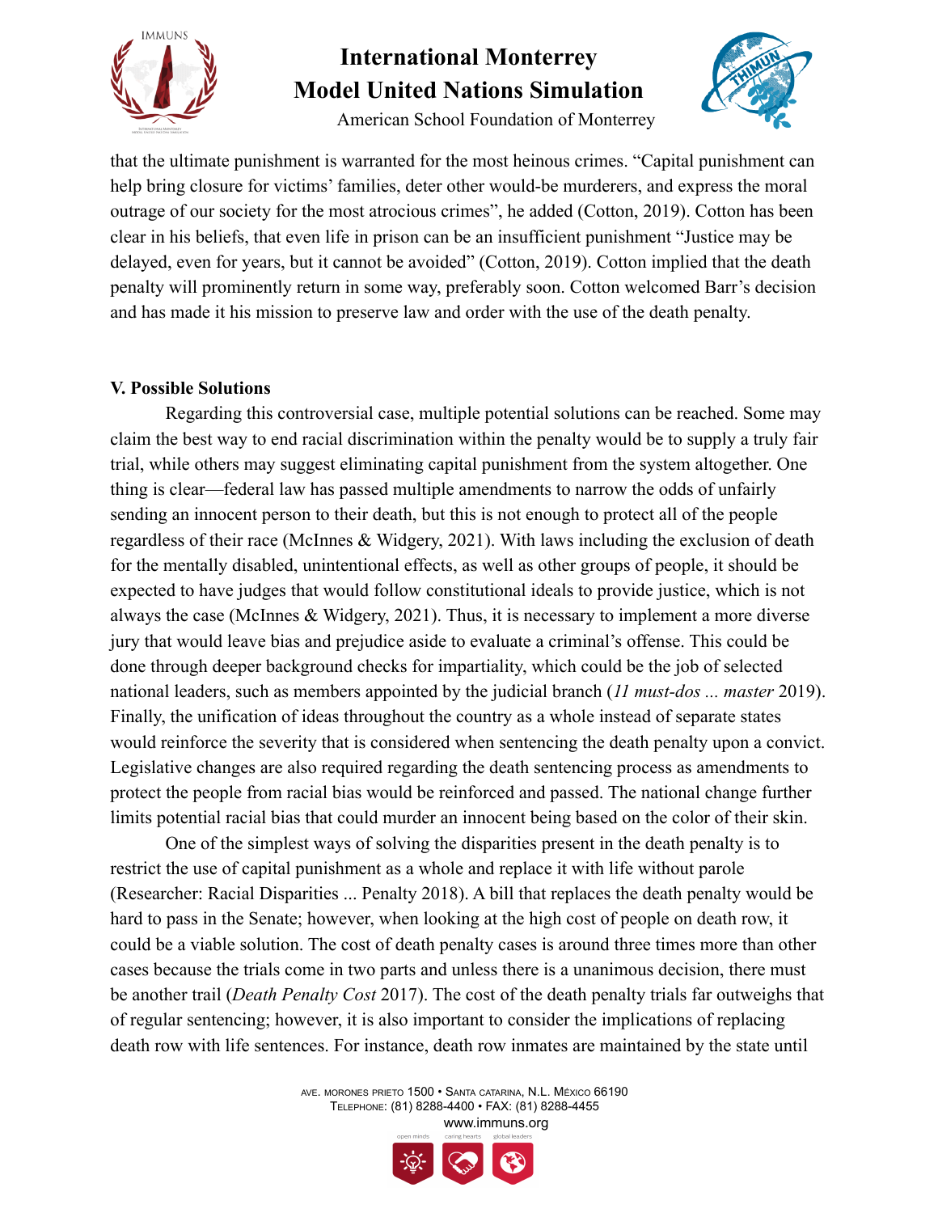that the ultimate punishment is warranted for the most heinous crimes. "Capital punishment can help bring closure for victims' families, deter other would-be murderers, and express the moral outrage of our society for the most atrocious crimes", he added (Cotton, 2019). Cotton has been clear in his beliefs, that even life in prison can be an insufficient punishment "Justice may be delayed, even for years, but it cannot be avoided" (Cotton, 2019). Cotton implied that the death penalty will prominently return in some way, preferably soon. Cotton welcomed Barr's decision and has made it his mission to preserve law and order with the use of the death penalty.

**V. Possible Solutions**

Regarding this controversial case, multiple potential solutions can be reached. Some may claim the best way to end racial discrimination within the penalty would be to supply a truly fair trial, while others may suggest eliminating capital punishment from the system altogether. One thing is clear—federal law has passed multiple amendments to narrow the odds of unfairly sending an innocent person to their death, but this is not enough to protect all of the people regardless of their race (McInnes & Widgery, 2021). With laws including the exclusion of death for the mentally disabled, unintentional effects, as well as other groups of people, it should be expected to have judges that would follow constitutional ideals to provide justice, which is not always the case (McInnes & Widgery, 2021). Thus, it is necessary to implement a more diverse jury that would leave bias and prejudice aside to evaluate a criminal's offense. This could be done through deeper background checks for impartiality, which could be the job of selected national leaders, such as members appointed by the judicial branch (*11 must-dos ... master* 2019). Finally, the unification of ideas throughout the country as a whole instead of separate states would reinforce the severity that is considered when sentencing the death penalty upon a convict. Legislative changes are also required regarding the death sentencing process as amendments to protect the people from racial bias would be reinforced and passed. The national change further limits potential racial bias that could murder an innocent being based on the color of their skin.

One of the simplest ways of solving the disparities present in the death penalty is to restrict the use of capital punishment as a whole and replace it with life without parole (Researcher: Racial Disparities ... Penalty 2018). A bill that replaces the death penalty would be hard to pass in the Senate; however, when looking at the high cost of people on death row, it could be a viable solution. The cost of death penalty cases is around three times more than other cases because the trials come in two parts and unless there is a unanimous decision, there must be another trail (*Death Penalty Cost* 2017). The cost of the death penalty trials far outweighs that of regular sentencing; however, it is also important to consider the implications of replacing death row with life sentences. For instance, death row inmates are maintained by the state until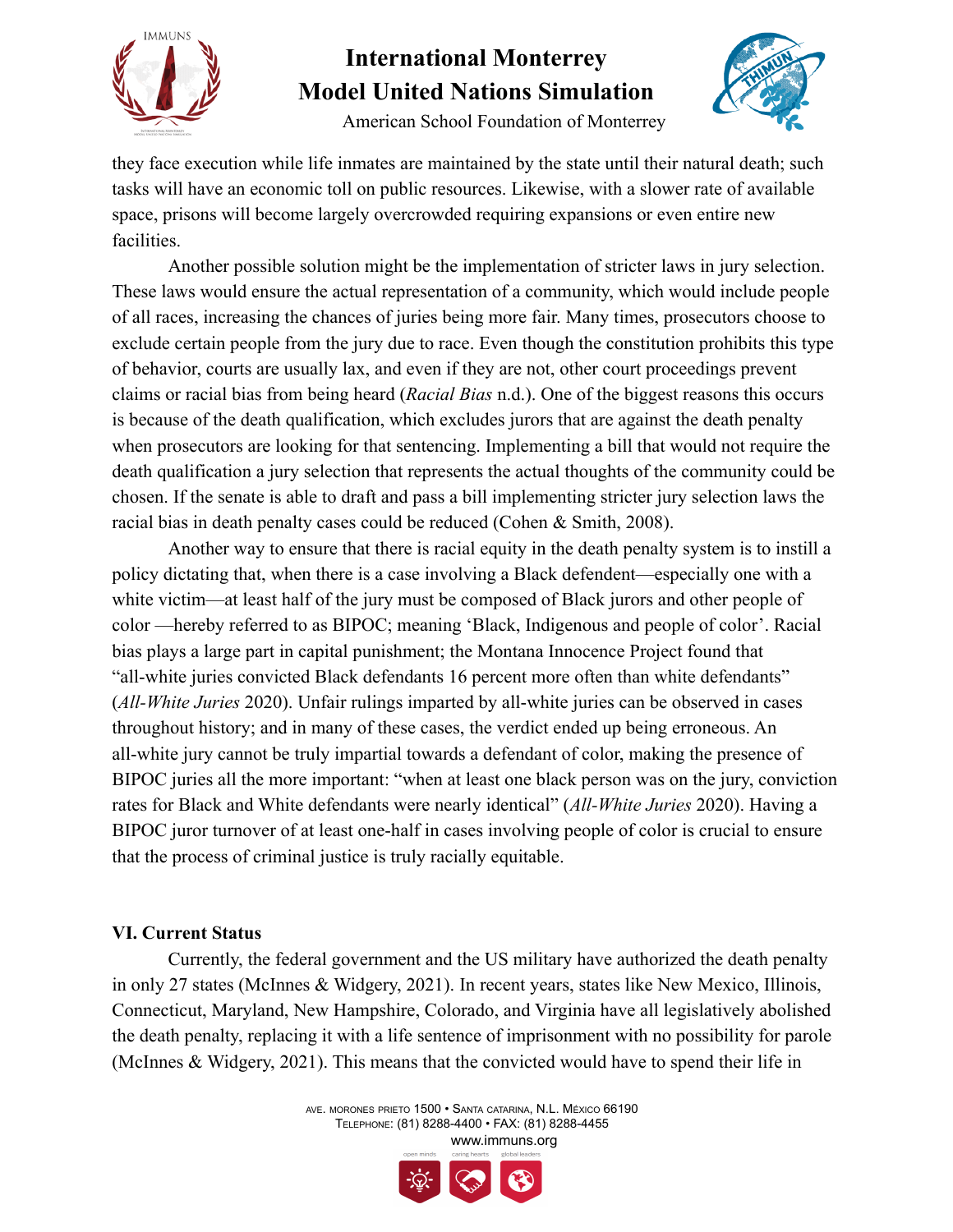they face execution while life inmates are maintained by the state until their natural death; such tasks will have an economic toll on public resources. Likewise, with a slower rate of available space, prisons will become largely overcrowded requiring expansions or even entire new facilities.

Another possible solution might be the implementation of stricter laws in jury selection. These laws would ensure the actual representation of a community, which would include people of all races, increasing the chances of juries being more fair. Many times, prosecutors choose to exclude certain people from the jury due to race. Even though the constitution prohibits this type of behavior, courts are usually lax, and even if they are not, other court proceedings prevent claims or racial bias from being heard (*Racial Bias* n.d.). One of the biggest reasons this occurs is because of the death qualification, which excludes jurors that are against the death penalty when prosecutors are looking for that sentencing. Implementing a bill that would not require the death qualification a jury selection that represents the actual thoughts of the community could be chosen. If the senate is able to draft and pass a bill implementing stricter jury selection laws the racial bias in death penalty cases could be reduced (Cohen & Smith, 2008).

Another way to ensure that there is racial equity in the death penalty system is to instill a policy dictating that, when there is a case involving a Black defendent—especially one with a white victim—at least half of the jury must be composed of Black jurors and other people of color —hereby referred to as BIPOC; meaning 'Black, Indigenous and people of color'. Racial bias plays a large part in capital punishment; the Montana Innocence Project found that "all-white juries convicted Black defendants 16 percent more often than white defendants" (*All-White Juries* 2020). Unfair rulings imparted by all-white juries can be observed in cases throughout history; and in many of these cases, the verdict ended up being erroneous. An all-white jury cannot be truly impartial towards a defendant of color, making the presence of BIPOC juries all the more important: "when at least one black person was on the jury, conviction rates for Black and White defendants were nearly identical" (*All-White Juries* 2020). Having a BIPOC juror turnover of at least one-half in cases involving people of color is crucial to ensure that the process of criminal justice is truly racially equitable.

## VI. Current Status

Currently, the federal government and the US military have authorized the death penalty in only 27 states (McInnes & Widgery, 2021). In recent years, states like New Mexico, Illinois, Connecticut, Maryland, New Hampshire, Colorado, and Virginia have all legislatively abolished the death penalty, replacing it with a life sentence of imprisonment with no possibility for parole (McInnes & Widgery, 2021). This means that the convicted would have to spend their life in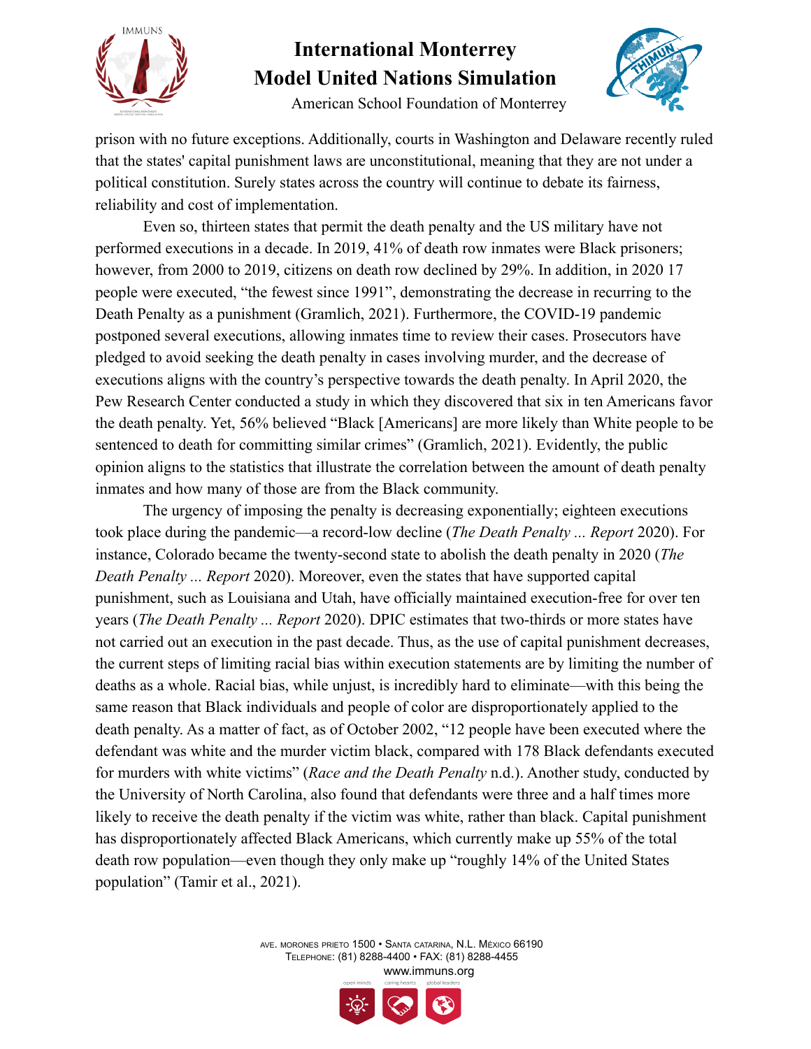prison with no future exceptions. Additionally, courts in Washington and Delaware recently ruled that the states' capital punishment laws are unconstitutional, meaning that they are not under a political constitution. Surely states across the country will continue to debate its fairness, reliability and cost of implementation.

Even so, thirteen states that permit the death penalty and the US military have not performed executions in a decade. In 2019, 41% of death row inmates were Black prisoners; however, from 2000 to 2019, citizens on death row declined by 29%. In addition, in 2020 17 people were executed, "the fewest since 1991", demonstrating the decrease in recurring to the Death Penalty as a punishment (Gramlich, 2021). Furthermore, the COVID-19 pandemic postponed several executions, allowing inmates time to review their cases. Prosecutors have pledged to avoid seeking the death penalty in cases involving murder, and the decrease of executions aligns with the country's perspective towards the death penalty. In April 2020, the Pew Research Center conducted a study in which they discovered that six in ten Americans favor the death penalty. Yet, 56% believed "Black [Americans] are more likely than White people to be sentenced to death for committing similar crimes" (Gramlich, 2021). Evidently, the public opinion aligns to the statistics that illustrate the correlation between the amount of death penalty inmates and how many of those are from the Black community.

The urgency of imposing the penalty is decreasing exponentially; eighteen executions took place during the pandemic—a record-low decline (*The Death Penalty ... Report* 2020). For instance, Colorado became the twenty-second state to abolish the death penalty in 2020 (*The Death Penalty ... Report* 2020). Moreover, even the states that have supported capital punishment, such as Louisiana and Utah, have officially maintained execution-free for over ten years (*The Death Penalty ... Report* 2020). DPIC estimates that two-thirds or more states have not carried out an execution in the past decade. Thus, as the use of capital punishment decreases, the current steps of limiting racial bias within execution statements are by limiting the number of deaths as a whole. Racial bias, while unjust, is incredibly hard to eliminate—with this being the same reason that Black individuals and people of color are disproportionately applied to the death penalty. As a matter of fact, as of October 2002, "12 people have been executed where the defendant was white and the murder victim black, compared with 178 Black defendants executed for murders with white victims" (*Race and the Death Penalty* n.d.). Another study, conducted by the University of North Carolina, also found that defendants were three and a half times more likely to receive the death penalty if the victim was white, rather than black. Capital punishment has disproportionately affected Black Americans, which currently make up 55% of the total death row population—even though they only make up "roughly 14% of the United States population" (Tamir et al., 2021).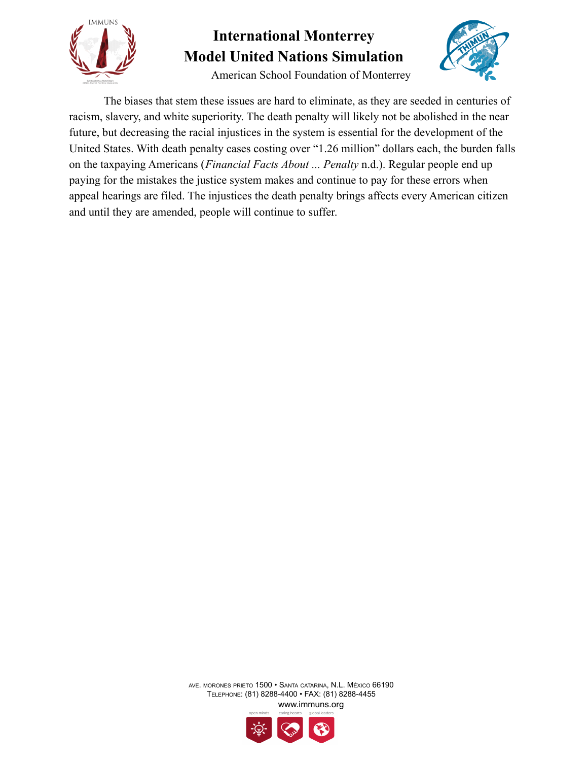The biases that stem these issues are hard to eliminate, as they are seeded in centuries of racism, slavery, and white superiority. The death penalty will likely not be abolished in the near future, but decreasing the racial injustices in the system is essential for the development of the United States. With death penalty cases costing over "1.26 million" dollars each, the burden falls on the taxpaying Americans (*Financial Facts About ... Penalty* n.d.). Regular people end up paying for the mistakes the justice system makes and continue to pay for these errors when appeal hearings are filed. The injustices the death penalty brings affects every American citizen and until they are amended, people will continue to suffer.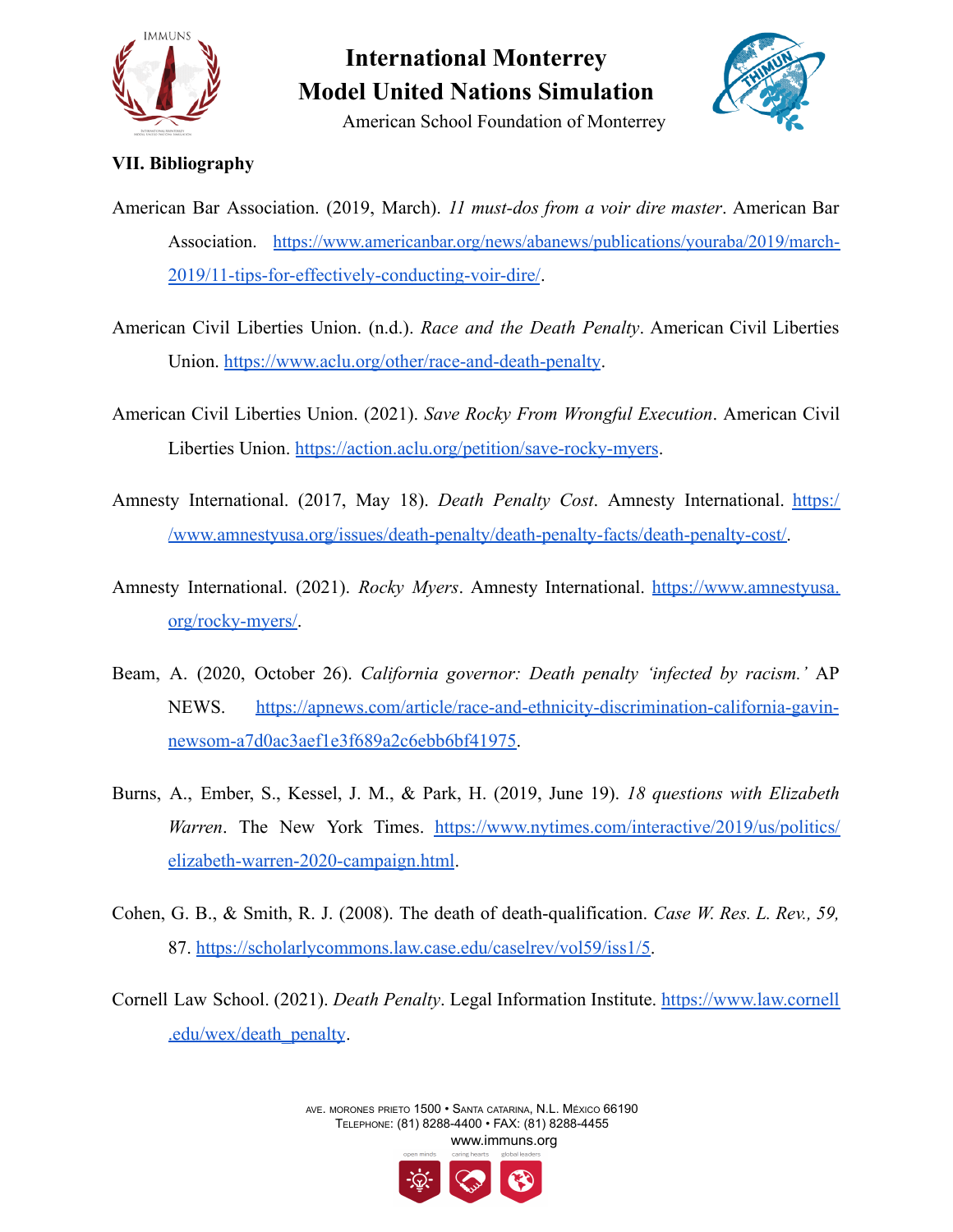### VII. Bibliography

American Bar Association. (2019, March). *11 must-dos from a voir dire master*. American Bar Association. https://www.americanbar.org/news/abanews/publications/youraba/2019/march-2019/11-tips-for-effectively-conducting-voir-dire/.

American Civil Liberties Union. (n.d.). *Race and the Death Penalty*. American Civil Liberties Union. https://www.aclu.org/other/race-and-death-penalty.

American Civil Liberties Union. (2021). *Save Rocky From Wrongful Execution*. American Civil Liberties Union. https://action.aclu.org/petition/save-rocky-myers.

Amnesty International. (2017, May 18). *Death Penalty Cost*. Amnesty International. https://www.amnestyusa.org/issues/death-penalty/death-penalty-facts/death-penalty-cost/.

Amnesty International. (2021). *Rocky Myers*. Amnesty International. https://www.amnestyusa.org/rocky-myers/.

Beam, A. (2020, October 26). *California governor: Death penalty 'infected by racism.'* AP NEWS. https://apnews.com/article/race-and-ethnicity-discrimination-california-gavin-newsom-a7d0ac3aef1e3f689a2c6ebb6bf41975.

Burns, A., Ember, S., Kessel, J. M., & Park, H. (2019, June 19). *18 questions with Elizabeth Warren*. The New York Times. https://www.nytimes.com/interactive/2019/us/politics/elizabeth-warren-2020-campaign.html.

Cohen, G. B., & Smith, R. J. (2008). The death of death-qualification. *Case W. Res. L. Rev., 59,* 87. https://scholarlycommons.law.case.edu/caselrev/vol59/iss1/5.

Cornell Law School. (2021). *Death Penalty*. Legal Information Institute. https://www.law.cornell.edu/wex/death_penalty.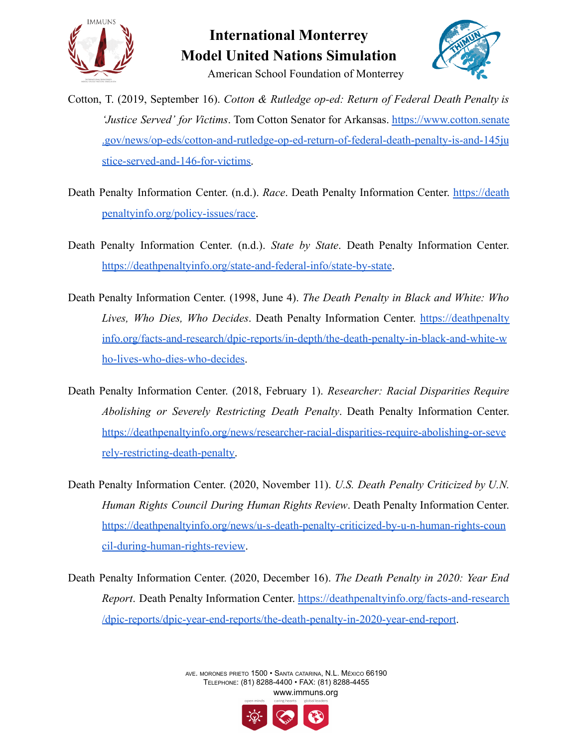Cotton, T. (2019, September 16). *Cotton & Rutledge op-ed: Return of Federal Death Penalty is 'Justice Served' for Victims*. Tom Cotton Senator for Arkansas. https://www.cotton.senate.gov/news/op-eds/cotton-and-rutledge-op-ed-return-of-federal-death-penalty-is-and-145justice-served-and-146-for-victims.

Death Penalty Information Center. (n.d.). *Race*. Death Penalty Information Center. https://deathpenaltyinfo.org/policy-issues/race.

Death Penalty Information Center. (n.d.). *State by State*. Death Penalty Information Center. https://deathpenaltyinfo.org/state-and-federal-info/state-by-state.

Death Penalty Information Center. (1998, June 4). *The Death Penalty in Black and White: Who Lives, Who Dies, Who Decides*. Death Penalty Information Center. https://deathpenaltyinfo.org/facts-and-research/dpic-reports/in-depth/the-death-penalty-in-black-and-white-who-lives-who-dies-who-decides.

Death Penalty Information Center. (2018, February 1). *Researcher: Racial Disparities Require Abolishing or Severely Restricting Death Penalty*. Death Penalty Information Center. https://deathpenaltyinfo.org/news/researcher-racial-disparities-require-abolishing-or-severely-restricting-death-penalty.

Death Penalty Information Center. (2020, November 11). *U.S. Death Penalty Criticized by U.N. Human Rights Council During Human Rights Review*. Death Penalty Information Center. https://deathpenaltyinfo.org/news/u-s-death-penalty-criticized-by-u-n-human-rights-council-during-human-rights-review.

Death Penalty Information Center. (2020, December 16). *The Death Penalty in 2020: Year End Report*. Death Penalty Information Center. https://deathpenaltyinfo.org/facts-and-research/dpic-reports/dpic-year-end-reports/the-death-penalty-in-2020-year-end-report.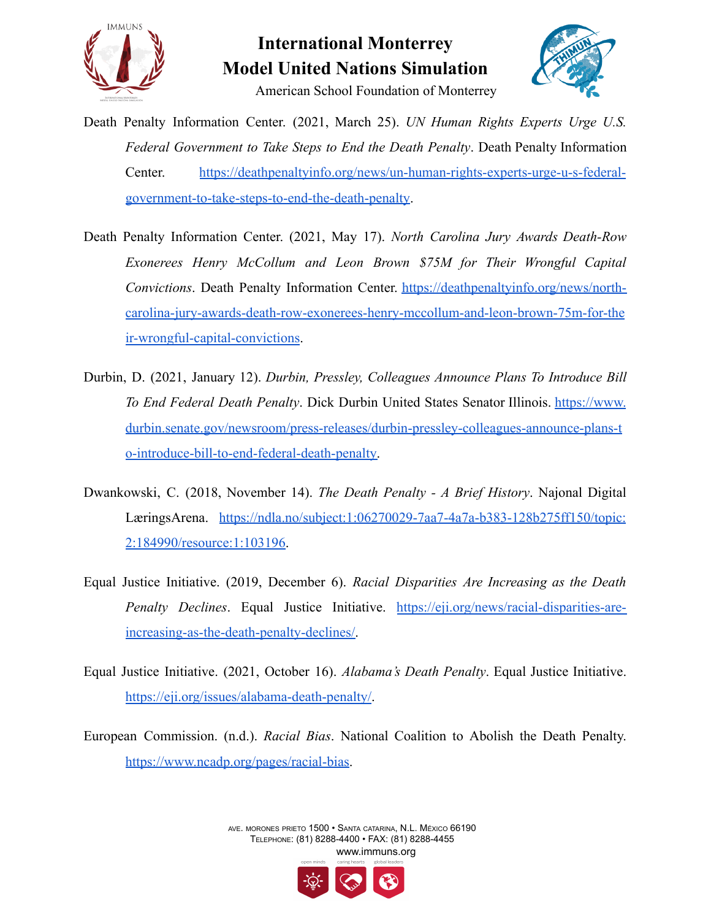Death Penalty Information Center. (2021, March 25). *UN Human Rights Experts Urge U.S. Federal Government to Take Steps to End the Death Penalty*. Death Penalty Information Center. https://deathpenaltyinfo.org/news/un-human-rights-experts-urge-u-s-federal-government-to-take-steps-to-end-the-death-penalty.

Death Penalty Information Center. (2021, May 17). *North Carolina Jury Awards Death-Row Exonerees Henry McCollum and Leon Brown $75M for Their Wrongful Capital Convictions*. Death Penalty Information Center. https://deathpenaltyinfo.org/news/north-carolina-jury-awards-death-row-exonerees-henry-mccollum-and-leon-brown-75m-for-their-wrongful-capital-convictions.

Durbin, D. (2021, January 12). *Durbin, Pressley, Colleagues Announce Plans To Introduce Bill To End Federal Death Penalty*. Dick Durbin United States Senator Illinois. https://www.durbin.senate.gov/newsroom/press-releases/durbin-pressley-colleagues-announce-plans-to-introduce-bill-to-end-federal-death-penalty.

Dwankowski, C. (2018, November 14). *The Death Penalty - A Brief History*. Najonal Digital LæringsArena. https://ndla.no/subject:1:06270029-7aa7-4a7a-b383-128b275ff150/topic:2:184990/resource:1:103196.

Equal Justice Initiative. (2019, December 6). *Racial Disparities Are Increasing as the Death Penalty Declines*. Equal Justice Initiative. https://eji.org/news/racial-disparities-are-increasing-as-the-death-penalty-declines/.

Equal Justice Initiative. (2021, October 16). *Alabama's Death Penalty*. Equal Justice Initiative. https://eji.org/issues/alabama-death-penalty/.

European Commission. (n.d.). *Racial Bias*. National Coalition to Abolish the Death Penalty. https://www.ncadp.org/pages/racial-bias.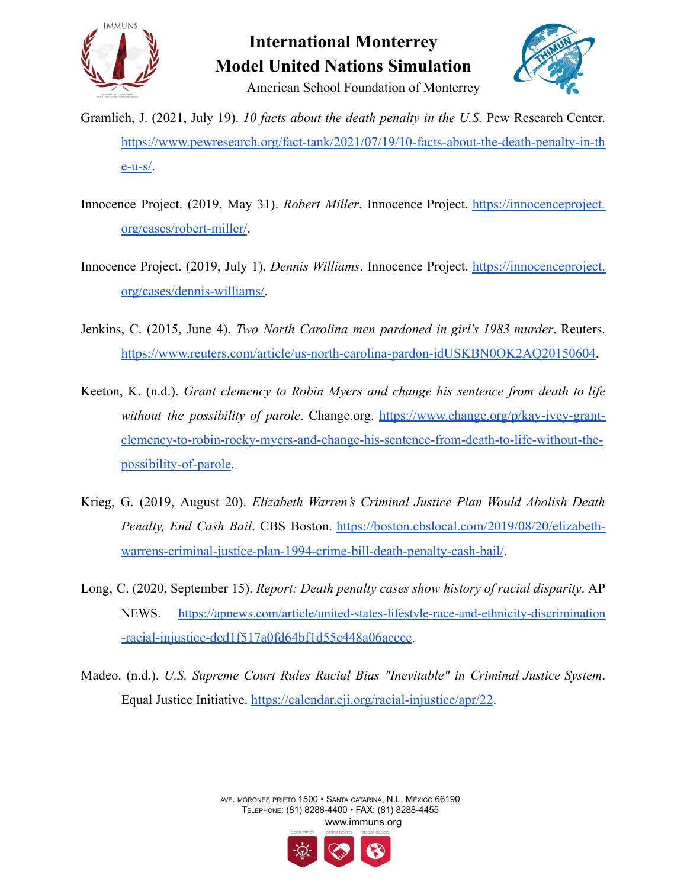Gramlich, J. (2021, July 19). *10 facts about the death penalty in the U.S.* Pew Research Center. https://www.pewresearch.org/fact-tank/2021/07/19/10-facts-about-the-death-penalty-in-the-u-s/.

Innocence Project. (2019, May 31). *Robert Miller*. Innocence Project. https://innocenceproject.org/cases/robert-miller/.

Innocence Project. (2019, July 1). *Dennis Williams*. Innocence Project. https://innocenceproject.org/cases/dennis-williams/.

Jenkins, C. (2015, June 4). *Two North Carolina men pardoned in girl's 1983 murder*. Reuters. https://www.reuters.com/article/us-north-carolina-pardon-idUSKBN0OK2AQ20150604.

Keeton, K. (n.d.). *Grant clemency to Robin Myers and change his sentence from death to life without the possibility of parole*. Change.org. https://www.change.org/p/kay-ivey-grant-clemency-to-robin-rocky-myers-and-change-his-sentence-from-death-to-life-without-the-possibility-of-parole.

Krieg, G. (2019, August 20). *Elizabeth Warren's Criminal Justice Plan Would Abolish Death Penalty, End Cash Bail*. CBS Boston. https://boston.cbslocal.com/2019/08/20/elizabeth-warrens-criminal-justice-plan-1994-crime-bill-death-penalty-cash-bail/.

Long, C. (2020, September 15). *Report: Death penalty cases show history of racial disparity*. AP NEWS. https://apnews.com/article/united-states-lifestyle-race-and-ethnicity-discrimination-racial-injustice-ded1f517a0fd64bf1d55c448a06acccc.

Madeo. (n.d.). *U.S. Supreme Court Rules Racial Bias "Inevitable" in Criminal Justice System*. Equal Justice Initiative. https://calendar.eji.org/racial-injustice/apr/22.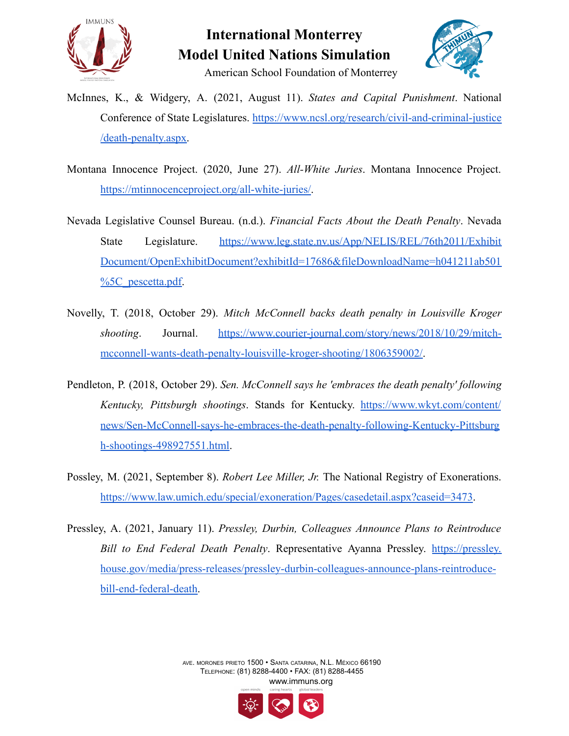McInnes, K., & Widgery, A. (2021, August 11). *States and Capital Punishment*. National Conference of State Legislatures. https://www.ncsl.org/research/civil-and-criminal-justice/death-penalty.aspx.

Montana Innocence Project. (2020, June 27). *All-White Juries*. Montana Innocence Project. https://mtinnocenceproject.org/all-white-juries/.

Nevada Legislative Counsel Bureau. (n.d.). *Financial Facts About the Death Penalty*. Nevada State Legislature. https://www.leg.state.nv.us/App/NELIS/REL/76th2011/ExhibitDocument/OpenExhibitDocument?exhibitId=17686&fileDownloadName=h041211ab501%5C_pescetta.pdf.

Novelly, T. (2018, October 29). *Mitch McConnell backs death penalty in Louisville Kroger shooting*. Journal. https://www.courier-journal.com/story/news/2018/10/29/mitch-mcconnell-wants-death-penalty-louisville-kroger-shooting/1806359002/.

Pendleton, P. (2018, October 29). *Sen. McConnell says he 'embraces the death penalty' following Kentucky, Pittsburgh shootings*. Stands for Kentucky. https://www.wkyt.com/content/news/Sen-McConnell-says-he-embraces-the-death-penalty-following-Kentucky-Pittsburgh-shootings-498927551.html.

Possley, M. (2021, September 8). *Robert Lee Miller, Jr.* The National Registry of Exonerations. https://www.law.umich.edu/special/exoneration/Pages/casedetail.aspx?caseid=3473.

Pressley, A. (2021, January 11). *Pressley, Durbin, Colleagues Announce Plans to Reintroduce Bill to End Federal Death Penalty*. Representative Ayanna Pressley. https://pressley.house.gov/media/press-releases/pressley-durbin-colleagues-announce-plans-reintroduce-bill-end-federal-death.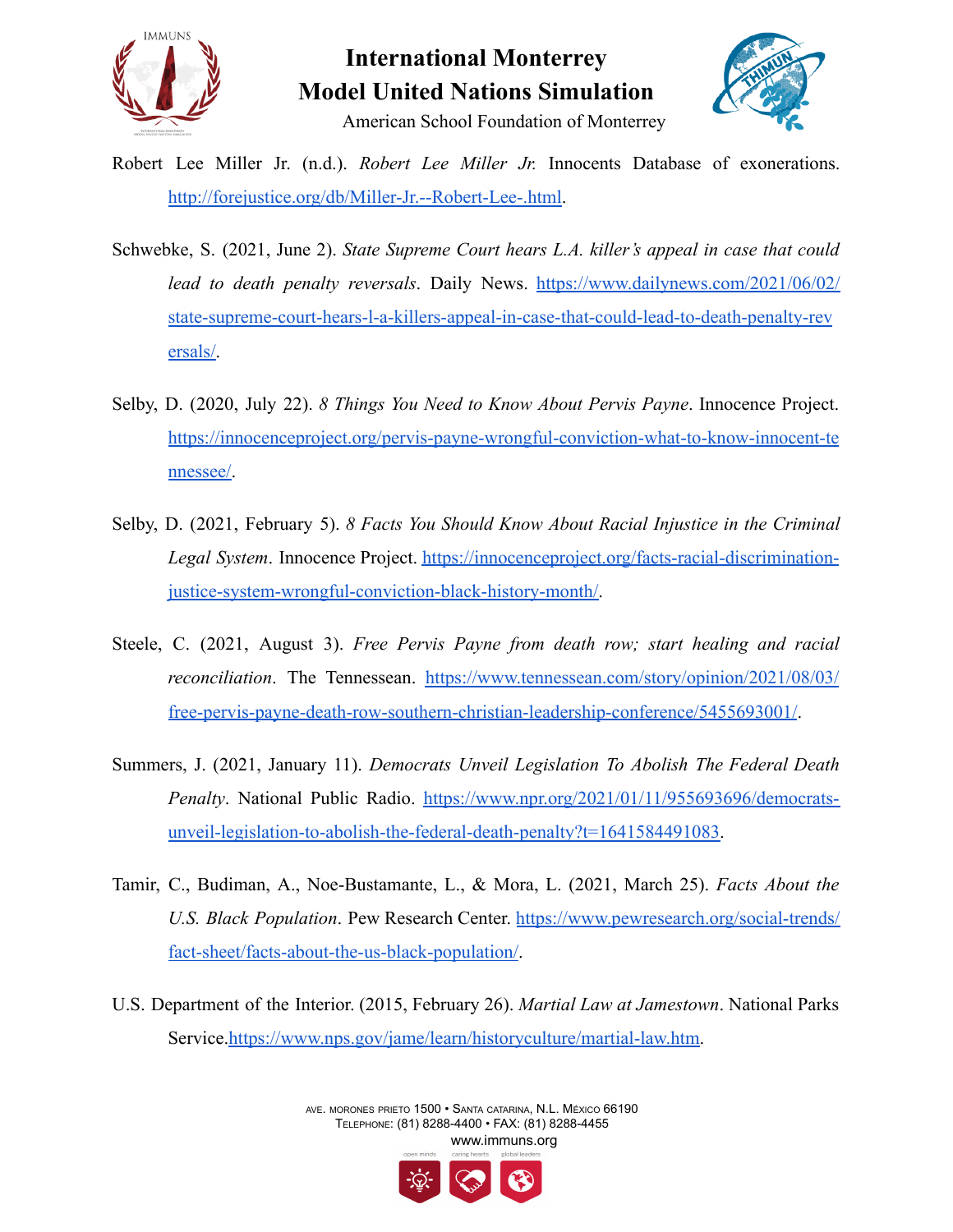Robert Lee Miller Jr. (n.d.). *Robert Lee Miller Jr.* Innocents Database of exonerations. http://forejustice.org/db/Miller-Jr.--Robert-Lee-.html.

Schwebke, S. (2021, June 2). *State Supreme Court hears L.A. killer's appeal in case that could lead to death penalty reversals*. Daily News. https://www.dailynews.com/2021/06/02/state-supreme-court-hears-l-a-killers-appeal-in-case-that-could-lead-to-death-penalty-reversals/.

Selby, D. (2020, July 22). *8 Things You Need to Know About Pervis Payne*. Innocence Project. https://innocenceproject.org/pervis-payne-wrongful-conviction-what-to-know-innocent-tennessee/.

Selby, D. (2021, February 5). *8 Facts You Should Know About Racial Injustice in the Criminal Legal System*. Innocence Project. https://innocenceproject.org/facts-racial-discrimination-justice-system-wrongful-conviction-black-history-month/.

Steele, C. (2021, August 3). *Free Pervis Payne from death row; start healing and racial reconciliation*. The Tennessean. https://www.tennessean.com/story/opinion/2021/08/03/free-pervis-payne-death-row-southern-christian-leadership-conference/5455693001/.

Summers, J. (2021, January 11). *Democrats Unveil Legislation To Abolish The Federal Death Penalty*. National Public Radio. https://www.npr.org/2021/01/11/955693696/democrats-unveil-legislation-to-abolish-the-federal-death-penalty?t=1641584491083.

Tamir, C., Budiman, A., Noe-Bustamante, L., & Mora, L. (2021, March 25). *Facts About the U.S. Black Population*. Pew Research Center. https://www.pewresearch.org/social-trends/fact-sheet/facts-about-the-us-black-population/.

U.S. Department of the Interior. (2015, February 26). *Martial Law at Jamestown*. National Parks Service.https://www.nps.gov/jame/learn/historyculture/martial-law.htm.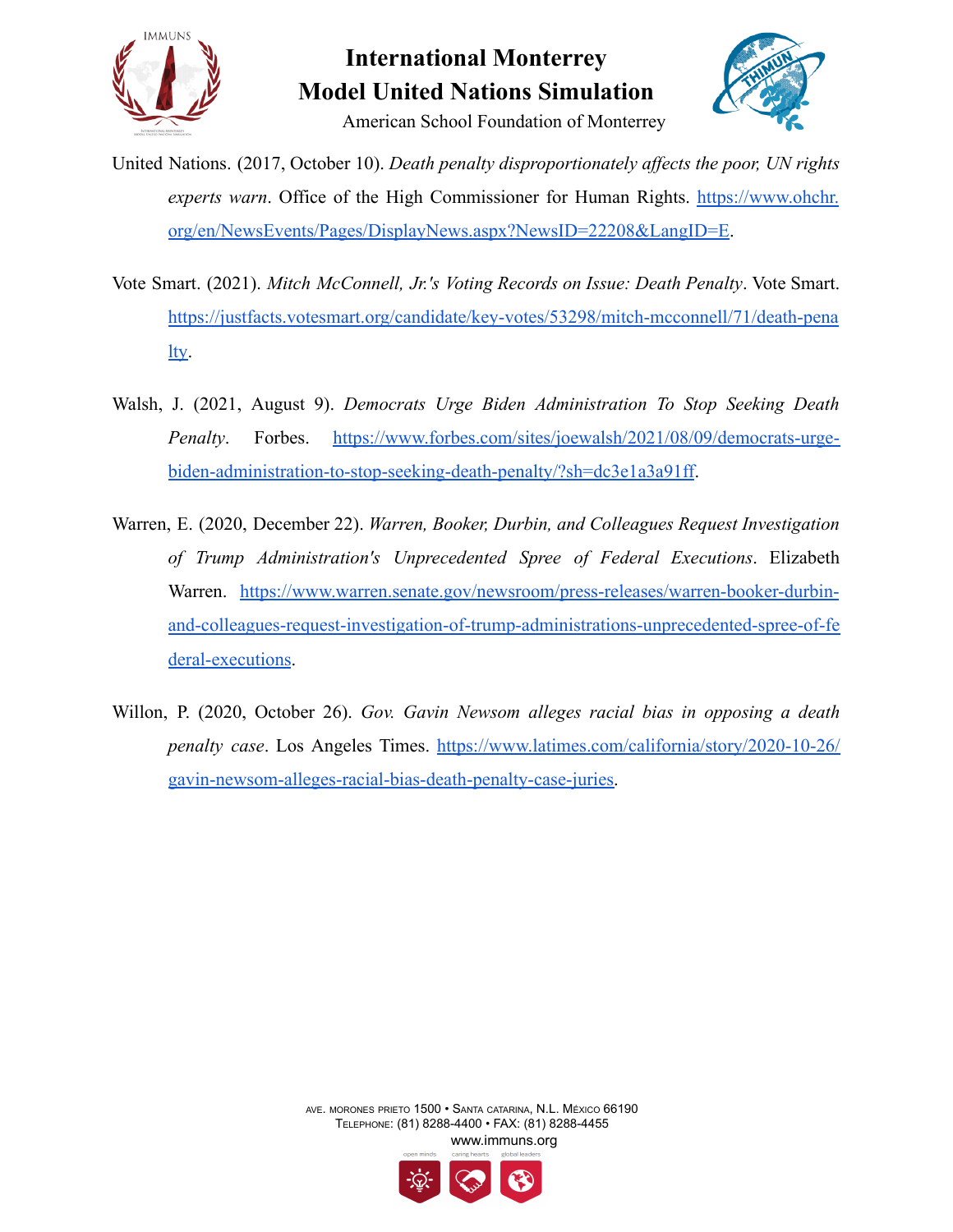United Nations. (2017, October 10). *Death penalty disproportionately affects the poor, UN rights experts warn*. Office of the High Commissioner for Human Rights. https://www.ohchr.org/en/NewsEvents/Pages/DisplayNews.aspx?NewsID=22208&LangID=E.

Vote Smart. (2021). *Mitch McConnell, Jr.'s Voting Records on Issue: Death Penalty*. Vote Smart. https://justfacts.votesmart.org/candidate/key-votes/53298/mitch-mcconnell/71/death-penalty.

Walsh, J. (2021, August 9). *Democrats Urge Biden Administration To Stop Seeking Death Penalty*. Forbes. https://www.forbes.com/sites/joewalsh/2021/08/09/democrats-urge-biden-administration-to-stop-seeking-death-penalty/?sh=dc3e1a3a91ff.

Warren, E. (2020, December 22). *Warren, Booker, Durbin, and Colleagues Request Investigation of Trump Administration's Unprecedented Spree of Federal Executions*. Elizabeth Warren. https://www.warren.senate.gov/newsroom/press-releases/warren-booker-durbin-and-colleagues-request-investigation-of-trump-administrations-unprecedented-spree-of-federal-executions.

Willon, P. (2020, October 26). *Gov. Gavin Newsom alleges racial bias in opposing a death penalty case*. Los Angeles Times. https://www.latimes.com/california/story/2020-10-26/gavin-newsom-alleges-racial-bias-death-penalty-case-juries.